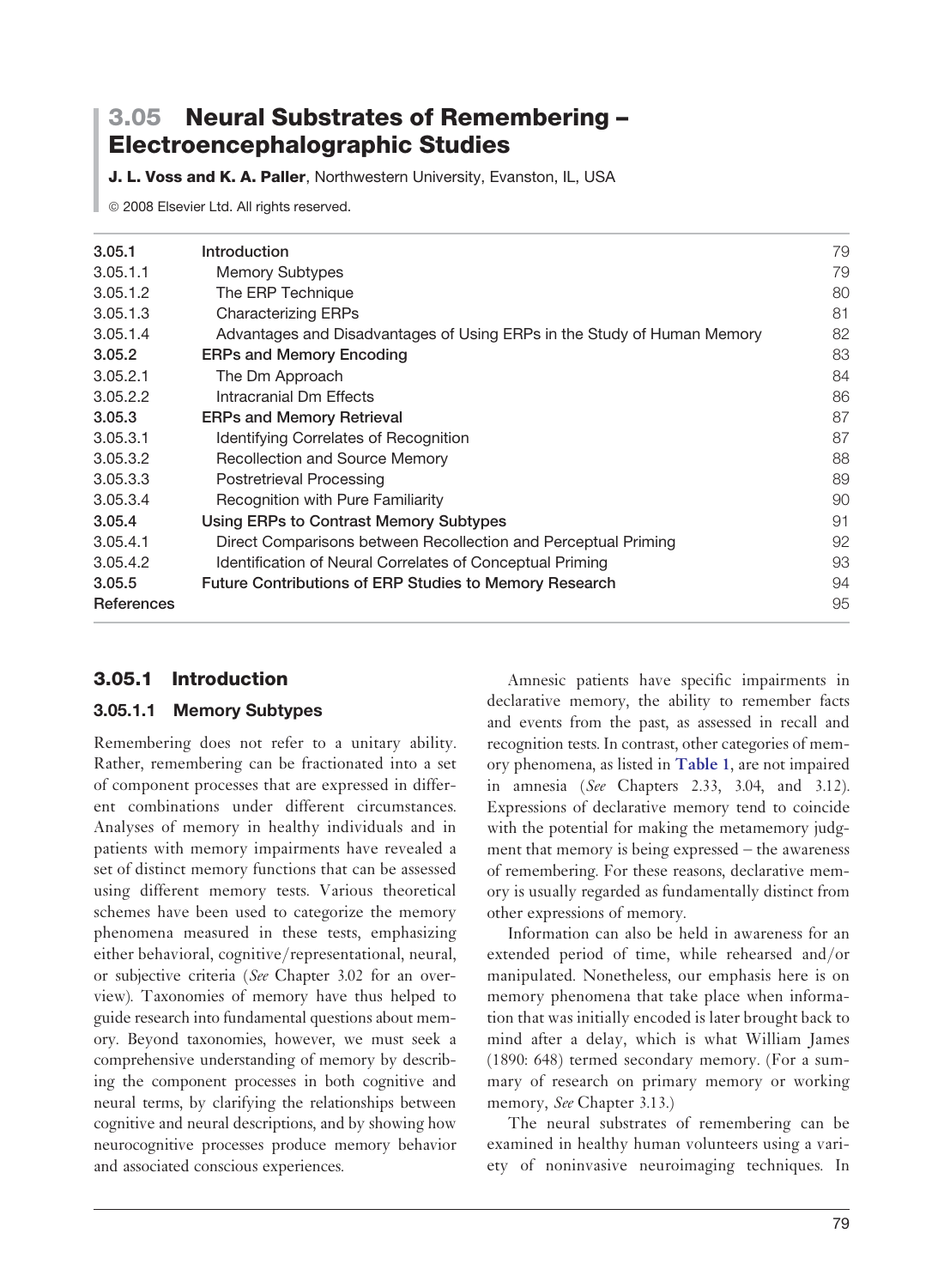# 3.05 Neural Substrates of Remembering – Electroencephalographic Studies

**J. L. Voss and K. A. Paller**, Northwestern University, Evanston, IL, USA

© 2008 Elsevier Ltd. All rights reserved.

| | | |
|---|---|---|
| **3.05.1** | **Introduction** | 79 |
| 3.05.1.1 | Memory Subtypes | 79 |
| 3.05.1.2 | The ERP Technique | 80 |
| 3.05.1.3 | Characterizing ERPs | 81 |
| 3.05.1.4 | Advantages and Disadvantages of Using ERPs in the Study of Human Memory | 82 |
| **3.05.2** | **ERPs and Memory Encoding** | 83 |
| 3.05.2.1 | The Dm Approach | 84 |
| 3.05.2.2 | Intracranial Dm Effects | 86 |
| **3.05.3** | **ERPs and Memory Retrieval** | 87 |
| 3.05.3.1 | Identifying Correlates of Recognition | 87 |
| 3.05.3.2 | Recollection and Source Memory | 88 |
| 3.05.3.3 | Postretrieval Processing | 89 |
| 3.05.3.4 | Recognition with Pure Familiarity | 90 |
| **3.05.4** | **Using ERPs to Contrast Memory Subtypes** | 91 |
| 3.05.4.1 | Direct Comparisons between Recollection and Perceptual Priming | 92 |
| 3.05.4.2 | Identification of Neural Correlates of Conceptual Priming | 93 |
| **3.05.5** | **Future Contributions of ERP Studies to Memory Research** | 94 |
| **References** | | 95 |

## 3.05.1 Introduction

### 3.05.1.1 Memory Subtypes

Remembering does not refer to a unitary ability. Rather, remembering can be fractionated into a set of component processes that are expressed in different combinations under different circumstances. Analyses of memory in healthy individuals and in patients with memory impairments have revealed a set of distinct memory functions that can be assessed using different memory tests. Various theoretical schemes have been used to categorize the memory phenomena measured in these tests, emphasizing either behavioral, cognitive/representational, neural, or subjective criteria (*See* Chapter 3.02 for an overview). Taxonomies of memory have thus helped to guide research into fundamental questions about memory. Beyond taxonomies, however, we must seek a comprehensive understanding of memory by describing the component processes in both cognitive and neural terms, by clarifying the relationships between cognitive and neural descriptions, and by showing how neurocognitive processes produce memory behavior and associated conscious experiences.

Amnesic patients have specific impairments in declarative memory, the ability to remember facts and events from the past, as assessed in recall and recognition tests. In contrast, other categories of memory phenomena, as listed in **Table 1**, are not impaired in amnesia (*See* Chapters 2.33, 3.04, and 3.12). Expressions of declarative memory tend to coincide with the potential for making the metamemory judgment that memory is being expressed – the awareness of remembering. For these reasons, declarative memory is usually regarded as fundamentally distinct from other expressions of memory.

Information can also be held in awareness for an extended period of time, while rehearsed and/or manipulated. Nonetheless, our emphasis here is on memory phenomena that take place when information that was initially encoded is later brought back to mind after a delay, which is what William James (1890: 648) termed secondary memory. (For a summary of research on primary memory or working memory, *See* Chapter 3.13.)

The neural substrates of remembering can be examined in healthy human volunteers using a variety of noninvasive neuroimaging techniques. In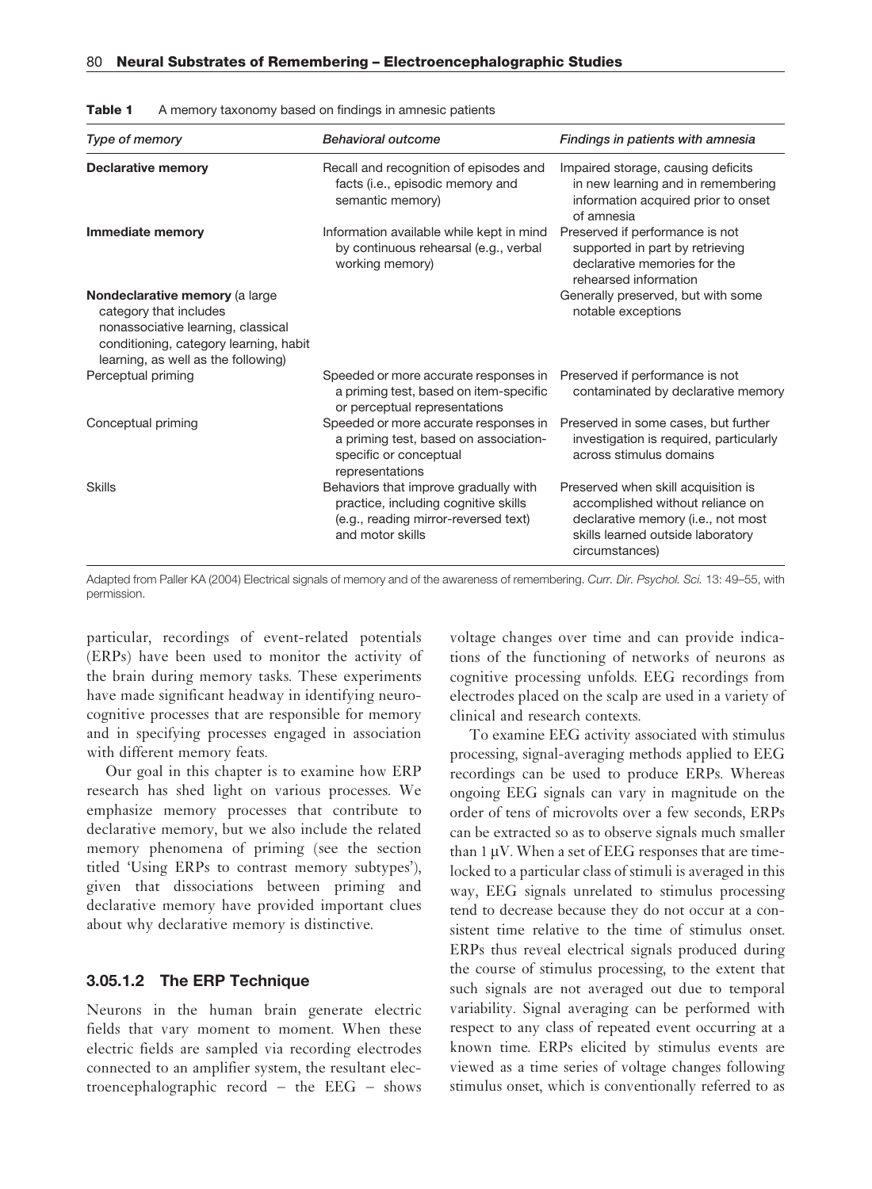**Table 1** A memory taxonomy based on findings in amnesic patients

| *Type of memory* | *Behavioral outcome* | *Findings in patients with amnesia* |
|---|---|---|
| **Declarative memory** | Recall and recognition of episodes and facts (i.e., episodic memory and semantic memory) | Impaired storage, causing deficits in new learning and in remembering information acquired prior to onset of amnesia |
| **Immediate memory** | Information available while kept in mind by continuous rehearsal (e.g., verbal working memory) | Preserved if performance is not supported in part by retrieving declarative memories for the rehearsed information |
| **Nondeclarative memory** (a large category that includes nonassociative learning, classical conditioning, category learning, habit learning, as well as the following) | | Generally preserved, but with some notable exceptions |
| Perceptual priming | Speeded or more accurate responses in a priming test, based on item-specific or perceptual representations | Preserved if performance is not contaminated by declarative memory |
| Conceptual priming | Speeded or more accurate responses in a priming test, based on association-specific or conceptual representations | Preserved in some cases, but further investigation is required, particularly across stimulus domains |
| Skills | Behaviors that improve gradually with practice, including cognitive skills (e.g., reading mirror-reversed text) and motor skills | Preserved when skill acquisition is accomplished without reliance on declarative memory (i.e., not most skills learned outside laboratory circumstances) |

Adapted from Paller KA (2004) Electrical signals of memory and of the awareness of remembering. *Curr. Dir. Psychol. Sci.* 13: 49–55, with permission.

particular, recordings of event-related potentials (ERPs) have been used to monitor the activity of the brain during memory tasks. These experiments have made significant headway in identifying neurocognitive processes that are responsible for memory and in specifying processes engaged in association with different memory feats.

Our goal in this chapter is to examine how ERP research has shed light on various processes. We emphasize memory processes that contribute to declarative memory, but we also include the related memory phenomena of priming (see the section titled 'Using ERPs to contrast memory subtypes'), given that dissociations between priming and declarative memory have provided important clues about why declarative memory is distinctive.

### 3.05.1.2 The ERP Technique

Neurons in the human brain generate electric fields that vary moment to moment. When these electric fields are sampled via recording electrodes connected to an amplifier system, the resultant electroencephalographic record – the EEG – shows voltage changes over time and can provide indications of the functioning of networks of neurons as cognitive processing unfolds. EEG recordings from electrodes placed on the scalp are used in a variety of clinical and research contexts.

To examine EEG activity associated with stimulus processing, signal-averaging methods applied to EEG recordings can be used to produce ERPs. Whereas ongoing EEG signals can vary in magnitude on the order of tens of microvolts over a few seconds, ERPs can be extracted so as to observe signals much smaller than 1 μV. When a set of EEG responses that are time-locked to a particular class of stimuli is averaged in this way, EEG signals unrelated to stimulus processing tend to decrease because they do not occur at a consistent time relative to the time of stimulus onset. ERPs thus reveal electrical signals produced during the course of stimulus processing, to the extent that such signals are not averaged out due to temporal variability. Signal averaging can be performed with respect to any class of repeated event occurring at a known time. ERPs elicited by stimulus events are viewed as a time series of voltage changes following stimulus onset, which is conventionally referred to as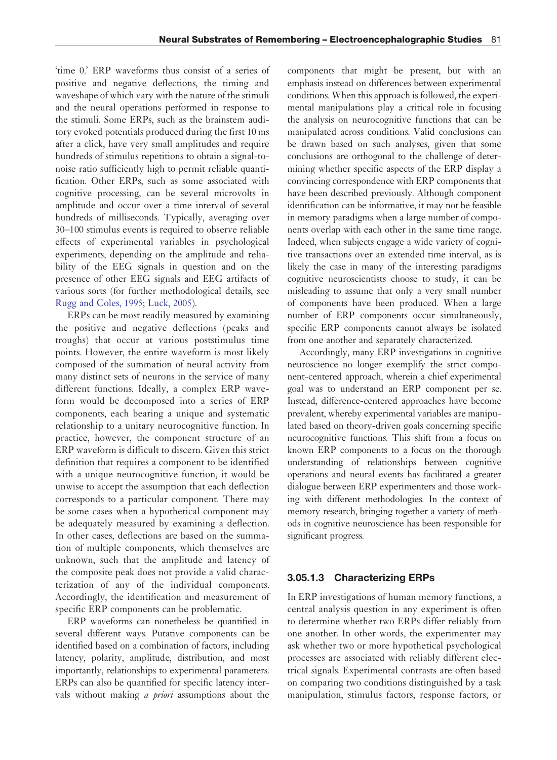'time 0.' ERP waveforms thus consist of a series of positive and negative deflections, the timing and waveshape of which vary with the nature of the stimuli and the neural operations performed in response to the stimuli. Some ERPs, such as the brainstem auditory evoked potentials produced during the first 10 ms after a click, have very small amplitudes and require hundreds of stimulus repetitions to obtain a signal-to-noise ratio sufficiently high to permit reliable quantification. Other ERPs, such as some associated with cognitive processing, can be several microvolts in amplitude and occur over a time interval of several hundreds of milliseconds. Typically, averaging over 30–100 stimulus events is required to observe reliable effects of experimental variables in psychological experiments, depending on the amplitude and reliability of the EEG signals in question and on the presence of other EEG signals and EEG artifacts of various sorts (for further methodological details, see Rugg and Coles, 1995; Luck, 2005).

ERPs can be most readily measured by examining the positive and negative deflections (peaks and troughs) that occur at various poststimulus time points. However, the entire waveform is most likely composed of the summation of neural activity from many distinct sets of neurons in the service of many different functions. Ideally, a complex ERP waveform would be decomposed into a series of ERP components, each bearing a unique and systematic relationship to a unitary neurocognitive function. In practice, however, the component structure of an ERP waveform is difficult to discern. Given this strict definition that requires a component to be identified with a unique neurocognitive function, it would be unwise to accept the assumption that each deflection corresponds to a particular component. There may be some cases when a hypothetical component may be adequately measured by examining a deflection. In other cases, deflections are based on the summation of multiple components, which themselves are unknown, such that the amplitude and latency of the composite peak does not provide a valid characterization of any of the individual components. Accordingly, the identification and measurement of specific ERP components can be problematic.

ERP waveforms can nonetheless be quantified in several different ways. Putative components can be identified based on a combination of factors, including latency, polarity, amplitude, distribution, and most importantly, relationships to experimental parameters. ERPs can also be quantified for specific latency intervals without making *a priori* assumptions about the components that might be present, but with an emphasis instead on differences between experimental conditions. When this approach is followed, the experimental manipulations play a critical role in focusing the analysis on neurocognitive functions that can be manipulated across conditions. Valid conclusions can be drawn based on such analyses, given that some conclusions are orthogonal to the challenge of determining whether specific aspects of the ERP display a convincing correspondence with ERP components that have been described previously. Although component identification can be informative, it may not be feasible in memory paradigms when a large number of components overlap with each other in the same time range. Indeed, when subjects engage a wide variety of cognitive transactions over an extended time interval, as is likely the case in many of the interesting paradigms cognitive neuroscientists choose to study, it can be misleading to assume that only a very small number of components have been produced. When a large number of ERP components occur simultaneously, specific ERP components cannot always be isolated from one another and separately characterized.

Accordingly, many ERP investigations in cognitive neuroscience no longer exemplify the strict component-centered approach, wherein a chief experimental goal was to understand an ERP component per se. Instead, difference-centered approaches have become prevalent, whereby experimental variables are manipulated based on theory-driven goals concerning specific neurocognitive functions. This shift from a focus on known ERP components to a focus on the thorough understanding of relationships between cognitive operations and neural events has facilitated a greater dialogue between ERP experimenters and those working with different methodologies. In the context of memory research, bringing together a variety of methods in cognitive neuroscience has been responsible for significant progress.

### 3.05.1.3 Characterizing ERPs

In ERP investigations of human memory functions, a central analysis question in any experiment is often to determine whether two ERPs differ reliably from one another. In other words, the experimenter may ask whether two or more hypothetical psychological processes are associated with reliably different electrical signals. Experimental contrasts are often based on comparing two conditions distinguished by a task manipulation, stimulus factors, response factors, or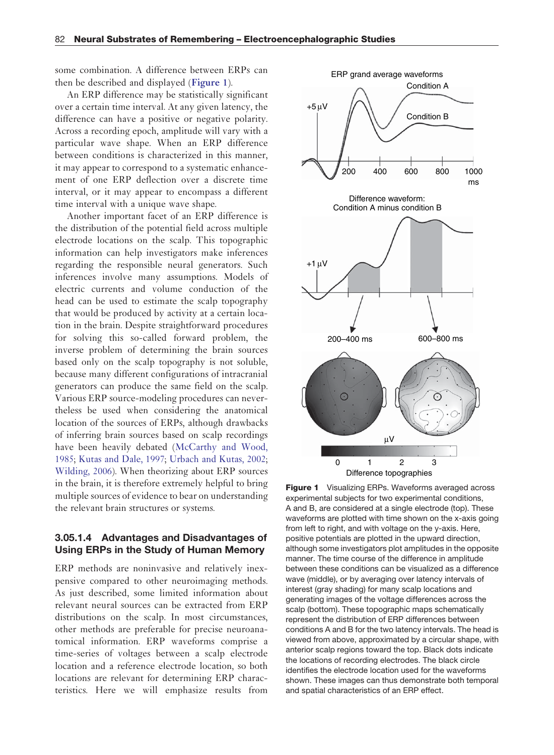some combination. A difference between ERPs can then be described and displayed (**Figure 1**).

An ERP difference may be statistically significant over a certain time interval. At any given latency, the difference can have a positive or negative polarity. Across a recording epoch, amplitude will vary with a particular wave shape. When an ERP difference between conditions is characterized in this manner, it may appear to correspond to a systematic enhancement of one ERP deflection over a discrete time interval, or it may appear to encompass a different time interval with a unique wave shape.

Another important facet of an ERP difference is the distribution of the potential field across multiple electrode locations on the scalp. This topographic information can help investigators make inferences regarding the responsible neural generators. Such inferences involve many assumptions. Models of electric currents and volume conduction of the head can be used to estimate the scalp topography that would be produced by activity at a certain location in the brain. Despite straightforward procedures for solving this so-called forward problem, the inverse problem of determining the brain sources based only on the scalp topography is not soluble, because many different configurations of intracranial generators can produce the same field on the scalp. Various ERP source-modeling procedures can nevertheless be used when considering the anatomical location of the sources of ERPs, although drawbacks of inferring brain sources based on scalp recordings have been heavily debated (McCarthy and Wood, 1985; Kutas and Dale, 1997; Urbach and Kutas, 2002; Wilding, 2006). When theorizing about ERP sources in the brain, it is therefore extremely helpful to bring multiple sources of evidence to bear on understanding the relevant brain structures or systems.

### 3.05.1.4 Advantages and Disadvantages of Using ERPs in the Study of Human Memory

ERP methods are noninvasive and relatively inexpensive compared to other neuroimaging methods. As just described, some limited information about relevant neural sources can be extracted from ERP distributions on the scalp. In most circumstances, other methods are preferable for precise neuroanatomical information. ERP waveforms comprise a time-series of voltages between a scalp electrode location and a reference electrode location, so both locations are relevant for determining ERP characteristics. Here we will emphasize results from

ERP grand average waveforms

Condition A

Condition B

+5 μV

200 400 600 800 1000

ms

Difference waveform:
Condition A minus condition B

+1 μV

200–400 ms

600–800 ms

μV

0 1 2 3

Difference topographies

**Figure 1** Visualizing ERPs. Waveforms averaged across experimental subjects for two experimental conditions, A and B, are considered at a single electrode (top). These waveforms are plotted with time shown on the x-axis going from left to right, and with voltage on the y-axis. Here, positive potentials are plotted in the upward direction, although some investigators plot amplitudes in the opposite manner. The time course of the difference in amplitude between these conditions can be visualized as a difference wave (middle), or by averaging over latency intervals of interest (gray shading) for many scalp locations and generating images of the voltage differences across the scalp (bottom). These topographic maps schematically represent the distribution of ERP differences between conditions A and B for the two latency intervals. The head is viewed from above, approximated by a circular shape, with anterior scalp regions toward the top. Black dots indicate the locations of recording electrodes. The black circle identifies the electrode location used for the waveforms shown. These images can thus demonstrate both temporal and spatial characteristics of an ERP effect.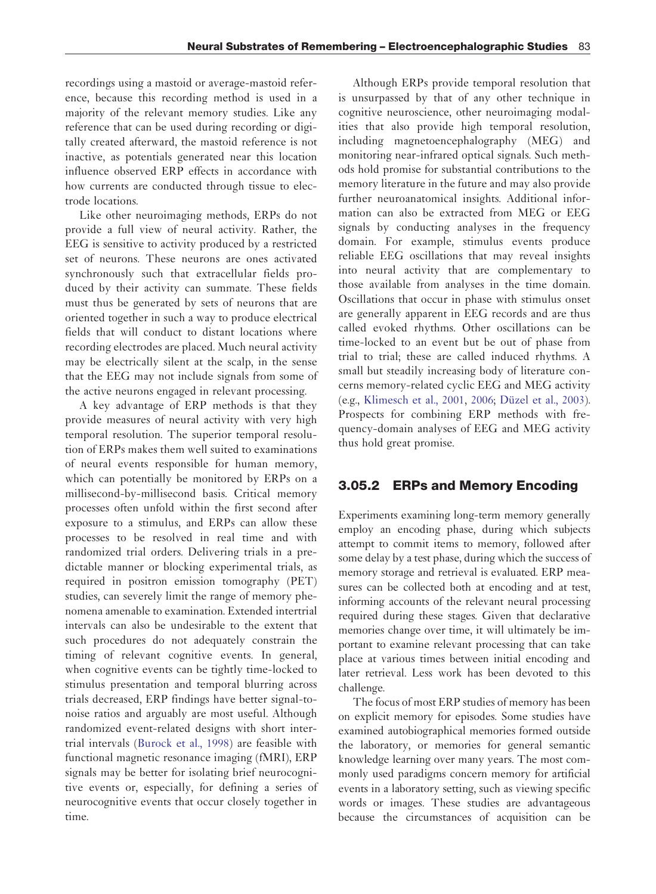recordings using a mastoid or average-mastoid reference, because this recording method is used in a majority of the relevant memory studies. Like any reference that can be used during recording or digitally created afterward, the mastoid reference is not inactive, as potentials generated near this location influence observed ERP effects in accordance with how currents are conducted through tissue to electrode locations.

Like other neuroimaging methods, ERPs do not provide a full view of neural activity. Rather, the EEG is sensitive to activity produced by a restricted set of neurons. These neurons are ones activated synchronously such that extracellular fields produced by their activity can summate. These fields must thus be generated by sets of neurons that are oriented together in such a way to produce electrical fields that will conduct to distant locations where recording electrodes are placed. Much neural activity may be electrically silent at the scalp, in the sense that the EEG may not include signals from some of the active neurons engaged in relevant processing.

A key advantage of ERP methods is that they provide measures of neural activity with very high temporal resolution. The superior temporal resolution of ERPs makes them well suited to examinations of neural events responsible for human memory, which can potentially be monitored by ERPs on a millisecond-by-millisecond basis. Critical memory processes often unfold within the first second after exposure to a stimulus, and ERPs can allow these processes to be resolved in real time and with randomized trial orders. Delivering trials in a predictable manner or blocking experimental trials, as required in positron emission tomography (PET) studies, can severely limit the range of memory phenomena amenable to examination. Extended intertrial intervals can also be undesirable to the extent that such procedures do not adequately constrain the timing of relevant cognitive events. In general, when cognitive events can be tightly time-locked to stimulus presentation and temporal blurring across trials decreased, ERP findings have better signal-to-noise ratios and arguably are most useful. Although randomized event-related designs with short intertrial intervals (Burock et al., 1998) are feasible with functional magnetic resonance imaging (fMRI), ERP signals may be better for isolating brief neurocognitive events or, especially, for defining a series of neurocognitive events that occur closely together in time.

Although ERPs provide temporal resolution that is unsurpassed by that of any other technique in cognitive neuroscience, other neuroimaging modalities that also provide high temporal resolution, including magnetoencephalography (MEG) and monitoring near-infrared optical signals. Such methods hold promise for substantial contributions to the memory literature in the future and may also provide further neuroanatomical insights. Additional information can also be extracted from MEG or EEG signals by conducting analyses in the frequency domain. For example, stimulus events produce reliable EEG oscillations that may reveal insights into neural activity that are complementary to those available from analyses in the time domain. Oscillations that occur in phase with stimulus onset are generally apparent in EEG records and are thus called evoked rhythms. Other oscillations can be time-locked to an event but be out of phase from trial to trial; these are called induced rhythms. A small but steadily increasing body of literature concerns memory-related cyclic EEG and MEG activity (e.g., Klimesch et al., 2001, 2006; Düzel et al., 2003). Prospects for combining ERP methods with frequency-domain analyses of EEG and MEG activity thus hold great promise.

## 3.05.2 ERPs and Memory Encoding

Experiments examining long-term memory generally employ an encoding phase, during which subjects attempt to commit items to memory, followed after some delay by a test phase, during which the success of memory storage and retrieval is evaluated. ERP measures can be collected both at encoding and at test, informing accounts of the relevant neural processing required during these stages. Given that declarative memories change over time, it will ultimately be important to examine relevant processing that can take place at various times between initial encoding and later retrieval. Less work has been devoted to this challenge.

The focus of most ERP studies of memory has been on explicit memory for episodes. Some studies have examined autobiographical memories formed outside the laboratory, or memories for general semantic knowledge learning over many years. The most commonly used paradigms concern memory for artificial events in a laboratory setting, such as viewing specific words or images. These studies are advantageous because the circumstances of acquisition can be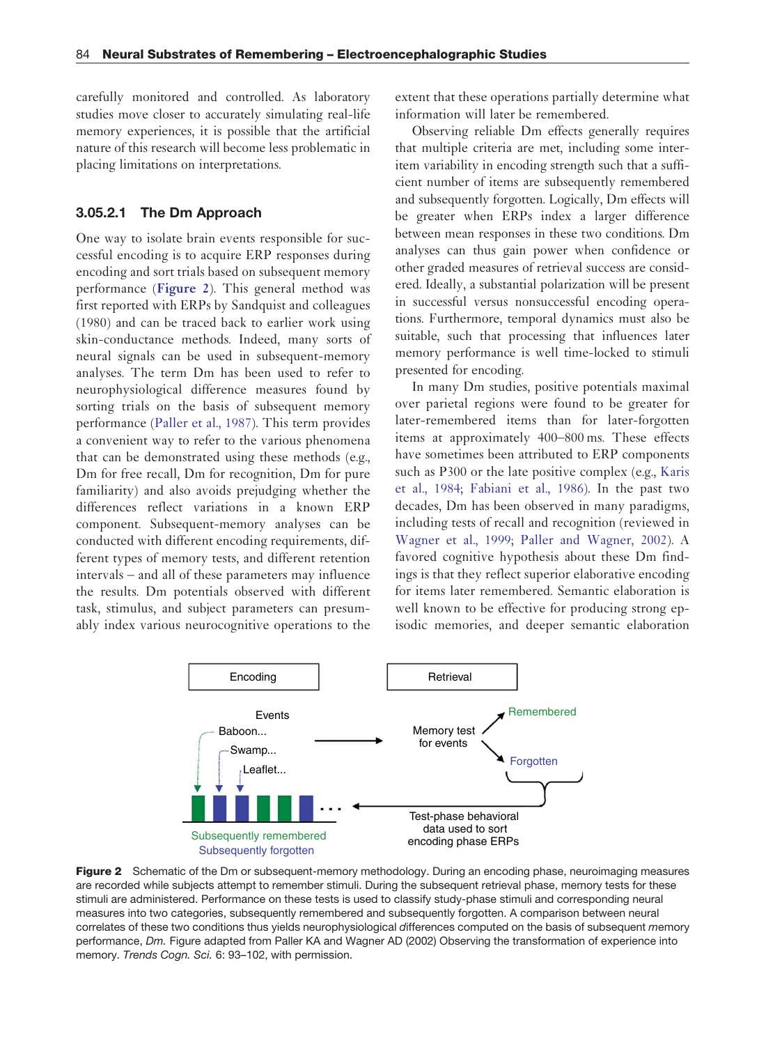carefully monitored and controlled. As laboratory studies move closer to accurately simulating real-life memory experiences, it is possible that the artificial nature of this research will become less problematic in placing limitations on interpretations.

### 3.05.2.1 The Dm Approach

One way to isolate brain events responsible for successful encoding is to acquire ERP responses during encoding and sort trials based on subsequent memory performance (Figure 2). This general method was first reported with ERPs by Sandquist and colleagues (1980) and can be traced back to earlier work using skin-conductance methods. Indeed, many sorts of neural signals can be used in subsequent-memory analyses. The term Dm has been used to refer to neurophysiological difference measures found by sorting trials on the basis of subsequent memory performance (Paller et al., 1987). This term provides a convenient way to refer to the various phenomena that can be demonstrated using these methods (e.g., Dm for free recall, Dm for recognition, Dm for pure familiarity) and also avoids prejudging whether the differences reflect variations in a known ERP component. Subsequent-memory analyses can be conducted with different encoding requirements, different types of memory tests, and different retention intervals – and all of these parameters may influence the results. Dm potentials observed with different task, stimulus, and subject parameters can presumably index various neurocognitive operations to the extent that these operations partially determine what information will later be remembered.

Observing reliable Dm effects generally requires that multiple criteria are met, including some inter-item variability in encoding strength such that a sufficient number of items are subsequently remembered and subsequently forgotten. Logically, Dm effects will be greater when ERPs index a larger difference between mean responses in these two conditions. Dm analyses can thus gain power when confidence or other graded measures of retrieval success are considered. Ideally, a substantial polarization will be present in successful versus nonsuccessful encoding operations. Furthermore, temporal dynamics must also be suitable, such that processing that influences later memory performance is well time-locked to stimuli presented for encoding.

In many Dm studies, positive potentials maximal over parietal regions were found to be greater for later-remembered items than for later-forgotten items at approximately 400–800 ms. These effects have sometimes been attributed to ERP components such as P300 or the late positive complex (e.g., Karis et al., 1984; Fabiani et al., 1986). In the past two decades, Dm has been observed in many paradigms, including tests of recall and recognition (reviewed in Wagner et al., 1999; Paller and Wagner, 2002). A favored cognitive hypothesis about these Dm findings is that they reflect superior elaborative encoding for items later remembered. Semantic elaboration is well known to be effective for producing strong episodic memories, and deeper semantic elaboration

Encoding

Retrieval

Events

Baboon...

Swamp...

Leaflet...

Memory test for events

Remembered

Forgotten

Subsequently remembered

Subsequently forgotten

Test-phase behavioral data used to sort encoding phase ERPs

**Figure 2** Schematic of the Dm or subsequent-memory methodology. During an encoding phase, neuroimaging measures are recorded while subjects attempt to remember stimuli. During the subsequent retrieval phase, memory tests for these stimuli are administered. Performance on these tests is used to classify study-phase stimuli and corresponding neural measures into two categories, subsequently remembered and subsequently forgotten. A comparison between neural correlates of these two conditions thus yields neurophysiological *d*ifferences computed on the basis of subsequent *m*emory performance, *Dm.* Figure adapted from Paller KA and Wagner AD (2002) Observing the transformation of experience into memory. *Trends Cogn. Sci.* 6: 93–102, with permission.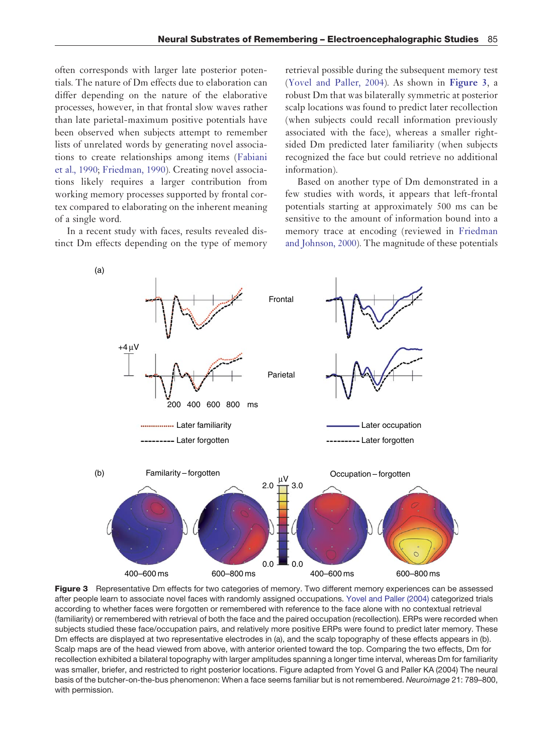often corresponds with larger late posterior potentials. The nature of Dm effects due to elaboration can differ depending on the nature of the elaborative processes, however, in that frontal slow waves rather than late parietal-maximum positive potentials have been observed when subjects attempt to remember lists of unrelated words by generating novel associations to create relationships among items (Fabiani et al., 1990; Friedman, 1990). Creating novel associations likely requires a larger contribution from working memory processes supported by frontal cortex compared to elaborating on the inherent meaning of a single word.

In a recent study with faces, results revealed distinct Dm effects depending on the type of memory retrieval possible during the subsequent memory test (Yovel and Paller, 2004). As shown in **Figure 3**, a robust Dm that was bilaterally symmetric at posterior scalp locations was found to predict later recollection (when subjects could recall information previously associated with the face), whereas a smaller right-sided Dm predicted later familiarity (when subjects recognized the face but could retrieve no additional information).

Based on another type of Dm demonstrated in a few studies with words, it appears that left-frontal potentials starting at approximately 500 ms can be sensitive to the amount of information bound into a memory trace at encoding (reviewed in Friedman and Johnson, 2000). The magnitude of these potentials

(a)

Frontal

Parietal

+4 μV

200 400 600 800 ms

Later familiarity
Later forgotten

Later occupation
Later forgotten

(b)

Familarity – forgotten

Occupation – forgotten

μV
2.0 3.0
0.0 0.0

400–600 ms
600–800 ms
400–600 ms
600–800 ms

**Figure 3** Representative Dm effects for two categories of memory. Two different memory experiences can be assessed after people learn to associate novel faces with randomly assigned occupations. Yovel and Paller (2004) categorized trials according to whether faces were forgotten or remembered with reference to the face alone with no contextual retrieval (familiarity) or remembered with retrieval of both the face and the paired occupation (recollection). ERPs were recorded when subjects studied these face/occupation pairs, and relatively more positive ERPs were found to predict later memory. These Dm effects are displayed at two representative electrodes in (a), and the scalp topography of these effects appears in (b). Scalp maps are of the head viewed from above, with anterior oriented toward the top. Comparing the two effects, Dm for recollection exhibited a bilateral topography with larger amplitudes spanning a longer time interval, whereas Dm for familiarity was smaller, briefer, and restricted to right posterior locations. Figure adapted from Yovel G and Paller KA (2004) The neural basis of the butcher-on-the-bus phenomenon: When a face seems familiar but is not remembered. *Neuroimage* 21: 789–800, with permission.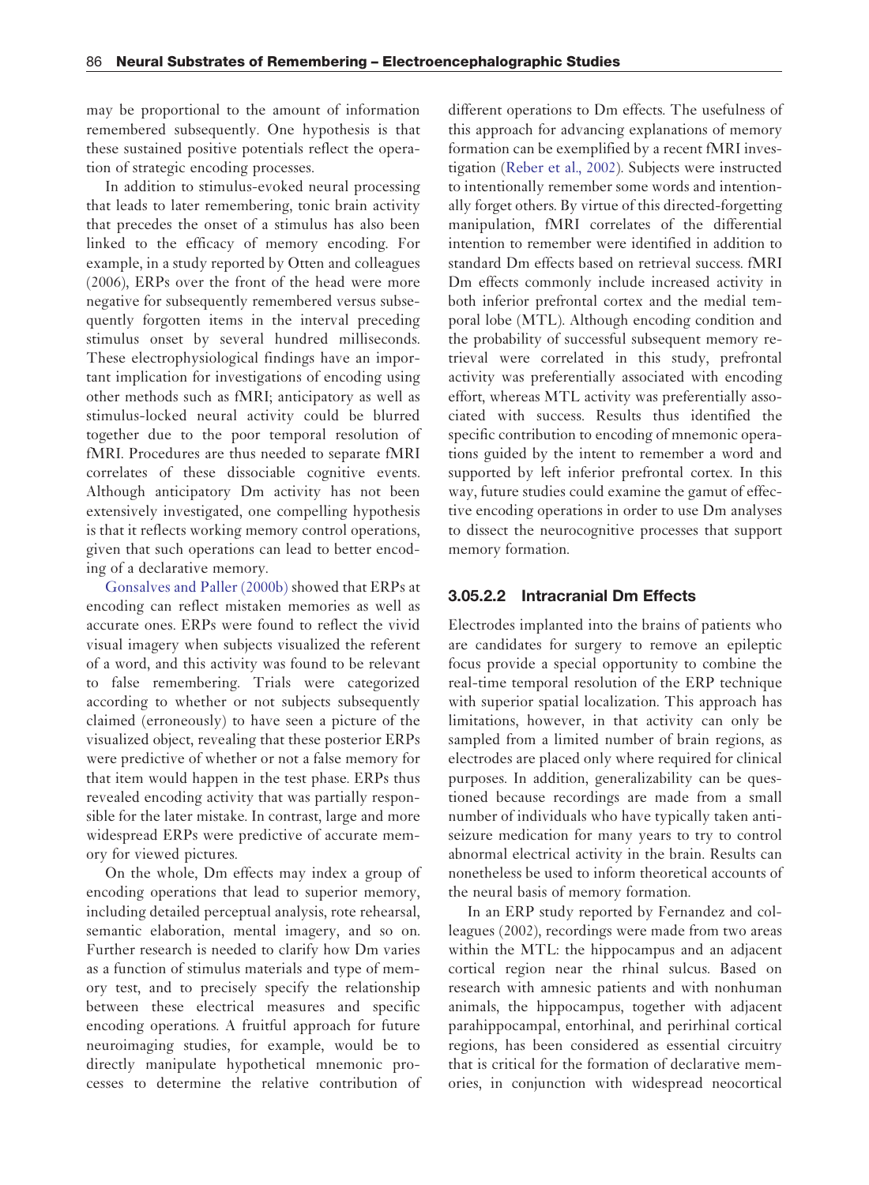may be proportional to the amount of information remembered subsequently. One hypothesis is that these sustained positive potentials reflect the operation of strategic encoding processes.

In addition to stimulus-evoked neural processing that leads to later remembering, tonic brain activity that precedes the onset of a stimulus has also been linked to the efficacy of memory encoding. For example, in a study reported by Otten and colleagues (2006), ERPs over the front of the head were more negative for subsequently remembered versus subsequently forgotten items in the interval preceding stimulus onset by several hundred milliseconds. These electrophysiological findings have an important implication for investigations of encoding using other methods such as fMRI; anticipatory as well as stimulus-locked neural activity could be blurred together due to the poor temporal resolution of fMRI. Procedures are thus needed to separate fMRI correlates of these dissociable cognitive events. Although anticipatory Dm activity has not been extensively investigated, one compelling hypothesis is that it reflects working memory control operations, given that such operations can lead to better encoding of a declarative memory.

Gonsalves and Paller (2000b) showed that ERPs at encoding can reflect mistaken memories as well as accurate ones. ERPs were found to reflect the vivid visual imagery when subjects visualized the referent of a word, and this activity was found to be relevant to false remembering. Trials were categorized according to whether or not subjects subsequently claimed (erroneously) to have seen a picture of the visualized object, revealing that these posterior ERPs were predictive of whether or not a false memory for that item would happen in the test phase. ERPs thus revealed encoding activity that was partially responsible for the later mistake. In contrast, large and more widespread ERPs were predictive of accurate memory for viewed pictures.

On the whole, Dm effects may index a group of encoding operations that lead to superior memory, including detailed perceptual analysis, rote rehearsal, semantic elaboration, mental imagery, and so on. Further research is needed to clarify how Dm varies as a function of stimulus materials and type of memory test, and to precisely specify the relationship between these electrical measures and specific encoding operations. A fruitful approach for future neuroimaging studies, for example, would be to directly manipulate hypothetical mnemonic processes to determine the relative contribution of different operations to Dm effects. The usefulness of this approach for advancing explanations of memory formation can be exemplified by a recent fMRI investigation (Reber et al., 2002). Subjects were instructed to intentionally remember some words and intentionally forget others. By virtue of this directed-forgetting manipulation, fMRI correlates of the differential intention to remember were identified in addition to standard Dm effects based on retrieval success. fMRI Dm effects commonly include increased activity in both inferior prefrontal cortex and the medial temporal lobe (MTL). Although encoding condition and the probability of successful subsequent memory retrieval were correlated in this study, prefrontal activity was preferentially associated with encoding effort, whereas MTL activity was preferentially associated with success. Results thus identified the specific contribution to encoding of mnemonic operations guided by the intent to remember a word and supported by left inferior prefrontal cortex. In this way, future studies could examine the gamut of effective encoding operations in order to use Dm analyses to dissect the neurocognitive processes that support memory formation.

### 3.05.2.2 Intracranial Dm Effects

Electrodes implanted into the brains of patients who are candidates for surgery to remove an epileptic focus provide a special opportunity to combine the real-time temporal resolution of the ERP technique with superior spatial localization. This approach has limitations, however, in that activity can only be sampled from a limited number of brain regions, as electrodes are placed only where required for clinical purposes. In addition, generalizability can be questioned because recordings are made from a small number of individuals who have typically taken anti-seizure medication for many years to try to control abnormal electrical activity in the brain. Results can nonetheless be used to inform theoretical accounts of the neural basis of memory formation.

In an ERP study reported by Fernandez and colleagues (2002), recordings were made from two areas within the MTL: the hippocampus and an adjacent cortical region near the rhinal sulcus. Based on research with amnesic patients and with nonhuman animals, the hippocampus, together with adjacent parahippocampal, entorhinal, and perirhinal cortical regions, has been considered as essential circuitry that is critical for the formation of declarative memories, in conjunction with widespread neocortical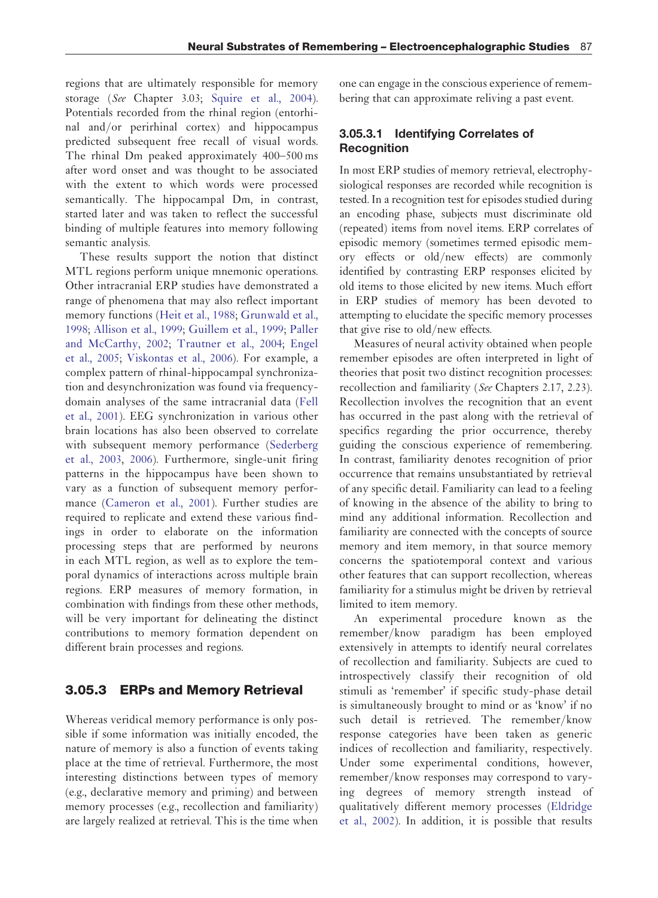regions that are ultimately responsible for memory storage (*See* Chapter 3.03; Squire et al., 2004). Potentials recorded from the rhinal region (entorhinal and/or perirhinal cortex) and hippocampus predicted subsequent free recall of visual words. The rhinal Dm peaked approximately 400–500 ms after word onset and was thought to be associated with the extent to which words were processed semantically. The hippocampal Dm, in contrast, started later and was taken to reflect the successful binding of multiple features into memory following semantic analysis.

These results support the notion that distinct MTL regions perform unique mnemonic operations. Other intracranial ERP studies have demonstrated a range of phenomena that may also reflect important memory functions (Heit et al., 1988; Grunwald et al., 1998; Allison et al., 1999; Guillem et al., 1999; Paller and McCarthy, 2002; Trautner et al., 2004; Engel et al., 2005; Viskontas et al., 2006). For example, a complex pattern of rhinal-hippocampal synchronization and desynchronization was found via frequency-domain analyses of the same intracranial data (Fell et al., 2001). EEG synchronization in various other brain locations has also been observed to correlate with subsequent memory performance (Sederberg et al., 2003, 2006). Furthermore, single-unit firing patterns in the hippocampus have been shown to vary as a function of subsequent memory performance (Cameron et al., 2001). Further studies are required to replicate and extend these various findings in order to elaborate on the information processing steps that are performed by neurons in each MTL region, as well as to explore the temporal dynamics of interactions across multiple brain regions. ERP measures of memory formation, in combination with findings from these other methods, will be very important for delineating the distinct contributions to memory formation dependent on different brain processes and regions.

## 3.05.3 ERPs and Memory Retrieval

Whereas veridical memory performance is only possible if some information was initially encoded, the nature of memory is also a function of events taking place at the time of retrieval. Furthermore, the most interesting distinctions between types of memory (e.g., declarative memory and priming) and between memory processes (e.g., recollection and familiarity) are largely realized at retrieval. This is the time when one can engage in the conscious experience of remembering that can approximate reliving a past event.

### 3.05.3.1 Identifying Correlates of Recognition

In most ERP studies of memory retrieval, electrophysiological responses are recorded while recognition is tested. In a recognition test for episodes studied during an encoding phase, subjects must discriminate old (repeated) items from novel items. ERP correlates of episodic memory (sometimes termed episodic memory effects or old/new effects) are commonly identified by contrasting ERP responses elicited by old items to those elicited by new items. Much effort in ERP studies of memory has been devoted to attempting to elucidate the specific memory processes that give rise to old/new effects.

Measures of neural activity obtained when people remember episodes are often interpreted in light of theories that posit two distinct recognition processes: recollection and familiarity (*See* Chapters 2.17, 2.23). Recollection involves the recognition that an event has occurred in the past along with the retrieval of specifics regarding the prior occurrence, thereby guiding the conscious experience of remembering. In contrast, familiarity denotes recognition of prior occurrence that remains unsubstantiated by retrieval of any specific detail. Familiarity can lead to a feeling of knowing in the absence of the ability to bring to mind any additional information. Recollection and familiarity are connected with the concepts of source memory and item memory, in that source memory concerns the spatiotemporal context and various other features that can support recollection, whereas familiarity for a stimulus might be driven by retrieval limited to item memory.

An experimental procedure known as the remember/know paradigm has been employed extensively in attempts to identify neural correlates of recollection and familiarity. Subjects are cued to introspectively classify their recognition of old stimuli as 'remember' if specific study-phase detail is simultaneously brought to mind or as 'know' if no such detail is retrieved. The remember/know response categories have been taken as generic indices of recollection and familiarity, respectively. Under some experimental conditions, however, remember/know responses may correspond to varying degrees of memory strength instead of qualitatively different memory processes (Eldridge et al., 2002). In addition, it is possible that results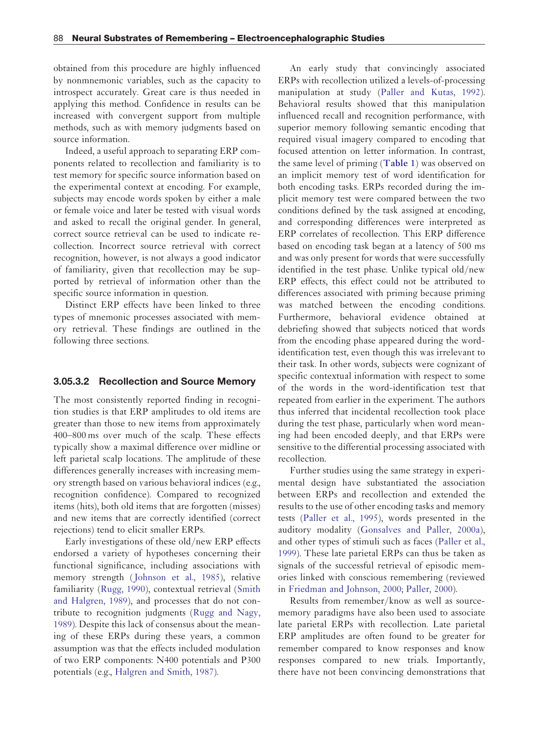obtained from this procedure are highly influenced by nonmnemonic variables, such as the capacity to introspect accurately. Great care is thus needed in applying this method. Confidence in results can be increased with convergent support from multiple methods, such as with memory judgments based on source information.

Indeed, a useful approach to separating ERP components related to recollection and familiarity is to test memory for specific source information based on the experimental context at encoding. For example, subjects may encode words spoken by either a male or female voice and later be tested with visual words and asked to recall the original gender. In general, correct source retrieval can be used to indicate recollection. Incorrect source retrieval with correct recognition, however, is not always a good indicator of familiarity, given that recollection may be supported by retrieval of information other than the specific source information in question.

Distinct ERP effects have been linked to three types of mnemonic processes associated with memory retrieval. These findings are outlined in the following three sections.

### 3.05.3.2 Recollection and Source Memory

The most consistently reported finding in recognition studies is that ERP amplitudes to old items are greater than those to new items from approximately 400–800 ms over much of the scalp. These effects typically show a maximal difference over midline or left parietal scalp locations. The amplitude of these differences generally increases with increasing memory strength based on various behavioral indices (e.g., recognition confidence). Compared to recognized items (hits), both old items that are forgotten (misses) and new items that are correctly identified (correct rejections) tend to elicit smaller ERPs.

Early investigations of these old/new ERP effects endorsed a variety of hypotheses concerning their functional significance, including associations with memory strength (Johnson et al., 1985), relative familiarity (Rugg, 1990), contextual retrieval (Smith and Halgren, 1989), and processes that do not contribute to recognition judgments (Rugg and Nagy, 1989). Despite this lack of consensus about the meaning of these ERPs during these years, a common assumption was that the effects included modulation of two ERP components: N400 potentials and P300 potentials (e.g., Halgren and Smith, 1987).

An early study that convincingly associated ERPs with recollection utilized a levels-of-processing manipulation at study (Paller and Kutas, 1992). Behavioral results showed that this manipulation influenced recall and recognition performance, with superior memory following semantic encoding that required visual imagery compared to encoding that focused attention on letter information. In contrast, the same level of priming (**Table 1**) was observed on an implicit memory test of word identification for both encoding tasks. ERPs recorded during the implicit memory test were compared between the two conditions defined by the task assigned at encoding, and corresponding differences were interpreted as ERP correlates of recollection. This ERP difference based on encoding task began at a latency of 500 ms and was only present for words that were successfully identified in the test phase. Unlike typical old/new ERP effects, this effect could not be attributed to differences associated with priming because priming was matched between the encoding conditions. Furthermore, behavioral evidence obtained at debriefing showed that subjects noticed that words from the encoding phase appeared during the word-identification test, even though this was irrelevant to their task. In other words, subjects were cognizant of specific contextual information with respect to some of the words in the word-identification test that repeated from earlier in the experiment. The authors thus inferred that incidental recollection took place during the test phase, particularly when word meaning had been encoded deeply, and that ERPs were sensitive to the differential processing associated with recollection.

Further studies using the same strategy in experimental design have substantiated the association between ERPs and recollection and extended the results to the use of other encoding tasks and memory tests (Paller et al., 1995), words presented in the auditory modality (Gonsalves and Paller, 2000a), and other types of stimuli such as faces (Paller et al., 1999). These late parietal ERPs can thus be taken as signals of the successful retrieval of episodic memories linked with conscious remembering (reviewed in Friedman and Johnson, 2000; Paller, 2000).

Results from remember/know as well as source-memory paradigms have also been used to associate late parietal ERPs with recollection. Late parietal ERP amplitudes are often found to be greater for remember compared to know responses and know responses compared to new trials. Importantly, there have not been convincing demonstrations that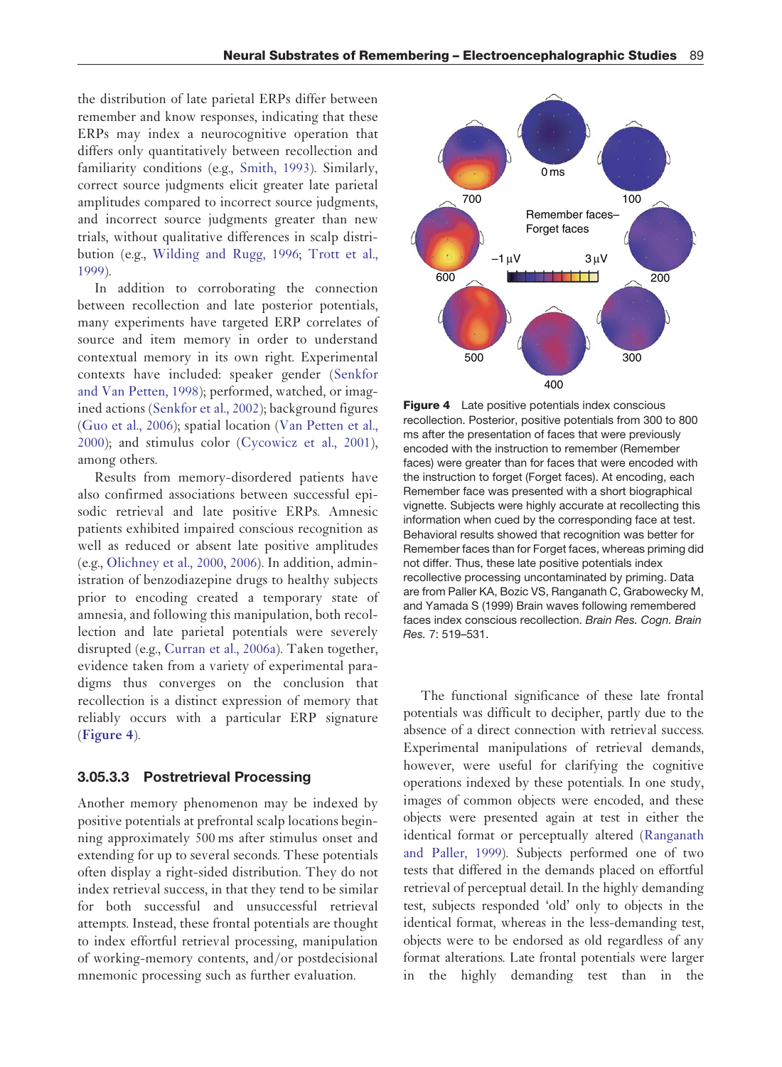the distribution of late parietal ERPs differ between remember and know responses, indicating that these ERPs may index a neurocognitive operation that differs only quantitatively between recollection and familiarity conditions (e.g., Smith, 1993). Similarly, correct source judgments elicit greater late parietal amplitudes compared to incorrect source judgments, and incorrect source judgments greater than new trials, without qualitative differences in scalp distribution (e.g., Wilding and Rugg, 1996; Trott et al., 1999).

In addition to corroborating the connection between recollection and late posterior potentials, many experiments have targeted ERP correlates of source and item memory in order to understand contextual memory in its own right. Experimental contexts have included: speaker gender (Senkfor and Van Petten, 1998); performed, watched, or imagined actions (Senkfor et al., 2002); background figures (Guo et al., 2006); spatial location (Van Petten et al., 2000); and stimulus color (Cycowicz et al., 2001), among others.

Results from memory-disordered patients have also confirmed associations between successful episodic retrieval and late positive ERPs. Amnesic patients exhibited impaired conscious recognition as well as reduced or absent late positive amplitudes (e.g., Olichney et al., 2000, 2006). In addition, administration of benzodiazepine drugs to healthy subjects prior to encoding created a temporary state of amnesia, and following this manipulation, both recollection and late parietal potentials were severely disrupted (e.g., Curran et al., 2006a). Taken together, evidence taken from a variety of experimental paradigms thus converges on the conclusion that recollection is a distinct expression of memory that reliably occurs with a particular ERP signature (**Figure 4**).

0 ms
100
200
300
400
500
600
700
Remember faces–
Forget faces
−1 μV
3 μV

**Figure 4** Late positive potentials index conscious recollection. Posterior, positive potentials from 300 to 800 ms after the presentation of faces that were previously encoded with the instruction to remember (Remember faces) were greater than for faces that were encoded with the instruction to forget (Forget faces). At encoding, each Remember face was presented with a short biographical vignette. Subjects were highly accurate at recollecting this information when cued by the corresponding face at test. Behavioral results showed that recognition was better for Remember faces than for Forget faces, whereas priming did not differ. Thus, these late positive potentials index recollective processing uncontaminated by priming. Data are from Paller KA, Bozic VS, Ranganath C, Grabowecky M, and Yamada S (1999) Brain waves following remembered faces index conscious recollection. *Brain Res. Cogn. Brain Res.* 7: 519–531.

### 3.05.3.3 Postretrieval Processing

Another memory phenomenon may be indexed by positive potentials at prefrontal scalp locations beginning approximately 500 ms after stimulus onset and extending for up to several seconds. These potentials often display a right-sided distribution. They do not index retrieval success, in that they tend to be similar for both successful and unsuccessful retrieval attempts. Instead, these frontal potentials are thought to index effortful retrieval processing, manipulation of working-memory contents, and/or postdecisional mnemonic processing such as further evaluation.

The functional significance of these late frontal potentials was difficult to decipher, partly due to the absence of a direct connection with retrieval success. Experimental manipulations of retrieval demands, however, were useful for clarifying the cognitive operations indexed by these potentials. In one study, images of common objects were encoded, and these objects were presented again at test in either the identical format or perceptually altered (Ranganath and Paller, 1999). Subjects performed one of two tests that differed in the demands placed on effortful retrieval of perceptual detail. In the highly demanding test, subjects responded 'old' only to objects in the identical format, whereas in the less-demanding test, objects were to be endorsed as old regardless of any format alterations. Late frontal potentials were larger in the highly demanding test than in the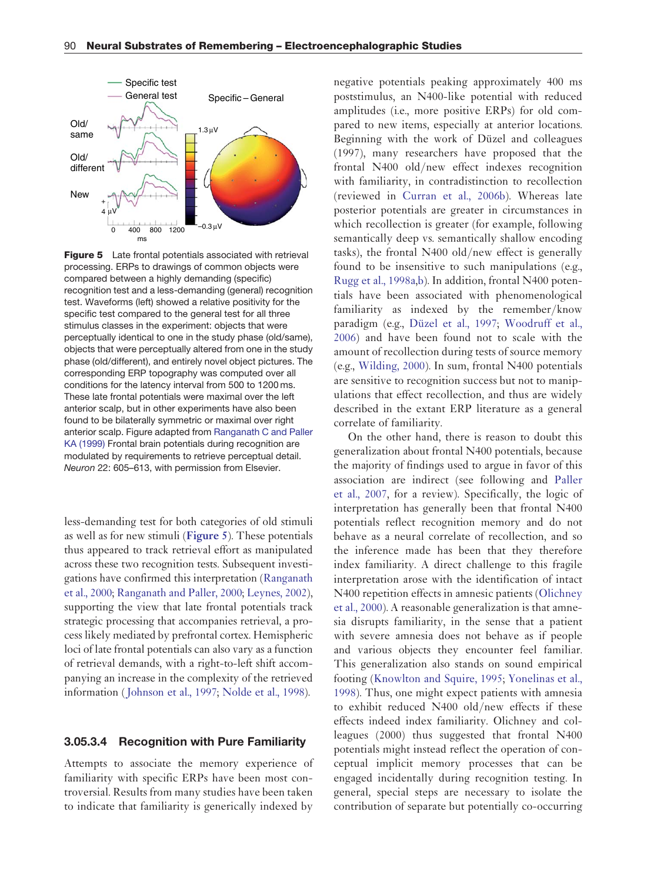**Figure 5** Late frontal potentials associated with retrieval processing. ERPs to drawings of common objects were compared between a highly demanding (specific) recognition test and a less-demanding (general) recognition test. Waveforms (left) showed a relative positivity for the specific test compared to the general test for all three stimulus classes in the experiment: objects that were perceptually identical to one in the study phase (old/same), objects that were perceptually altered from one in the study phase (old/different), and entirely novel object pictures. The corresponding ERP topography was computed over all conditions for the latency interval from 500 to 1200 ms. These late frontal potentials were maximal over the left anterior scalp, but in other experiments have also been found to be bilaterally symmetric or maximal over right anterior scalp. Figure adapted from Ranganath C and Paller KA (1999) Frontal brain potentials during recognition are modulated by requirements to retrieve perceptual detail. *Neuron* 22: 605–613, with permission from Elsevier.

less-demanding test for both categories of old stimuli as well as for new stimuli (**Figure 5**). These potentials thus appeared to track retrieval effort as manipulated across these two recognition tests. Subsequent investigations have confirmed this interpretation (Ranganath et al., 2000; Ranganath and Paller, 2000; Leynes, 2002), supporting the view that late frontal potentials track strategic processing that accompanies retrieval, a process likely mediated by prefrontal cortex. Hemispheric loci of late frontal potentials can also vary as a function of retrieval demands, with a right-to-left shift accompanying an increase in the complexity of the retrieved information (Johnson et al., 1997; Nolde et al., 1998).

### 3.05.3.4 Recognition with Pure Familiarity

Attempts to associate the memory experience of familiarity with specific ERPs have been most controversial. Results from many studies have been taken to indicate that familiarity is generically indexed by negative potentials peaking approximately 400 ms poststimulus, an N400-like potential with reduced amplitudes (i.e., more positive ERPs) for old compared to new items, especially at anterior locations. Beginning with the work of Düzel and colleagues (1997), many researchers have proposed that the frontal N400 old/new effect indexes recognition with familiarity, in contradistinction to recollection (reviewed in Curran et al., 2006b). Whereas late posterior potentials are greater in circumstances in which recollection is greater (for example, following semantically deep vs. semantically shallow encoding tasks), the frontal N400 old/new effect is generally found to be insensitive to such manipulations (e.g., Rugg et al., 1998a,b). In addition, frontal N400 potentials have been associated with phenomenological familiarity as indexed by the remember/know paradigm (e.g., Düzel et al., 1997; Woodruff et al., 2006) and have been found not to scale with the amount of recollection during tests of source memory (e.g., Wilding, 2000). In sum, frontal N400 potentials are sensitive to recognition success but not to manipulations that effect recollection, and thus are widely described in the extant ERP literature as a general correlate of familiarity.

On the other hand, there is reason to doubt this generalization about frontal N400 potentials, because the majority of findings used to argue in favor of this association are indirect (see following and Paller et al., 2007, for a review). Specifically, the logic of interpretation has generally been that frontal N400 potentials reflect recognition memory and do not behave as a neural correlate of recollection, and so the inference made has been that they therefore index familiarity. A direct challenge to this fragile interpretation arose with the identification of intact N400 repetition effects in amnesic patients (Olichney et al., 2000). A reasonable generalization is that amnesia disrupts familiarity, in the sense that a patient with severe amnesia does not behave as if people and various objects they encounter feel familiar. This generalization also stands on sound empirical footing (Knowlton and Squire, 1995; Yonelinas et al., 1998). Thus, one might expect patients with amnesia to exhibit reduced N400 old/new effects if these effects indeed index familiarity. Olichney and colleagues (2000) thus suggested that frontal N400 potentials might instead reflect the operation of conceptual implicit memory processes that can be engaged incidentally during recognition testing. In general, special steps are necessary to isolate the contribution of separate but potentially co-occurring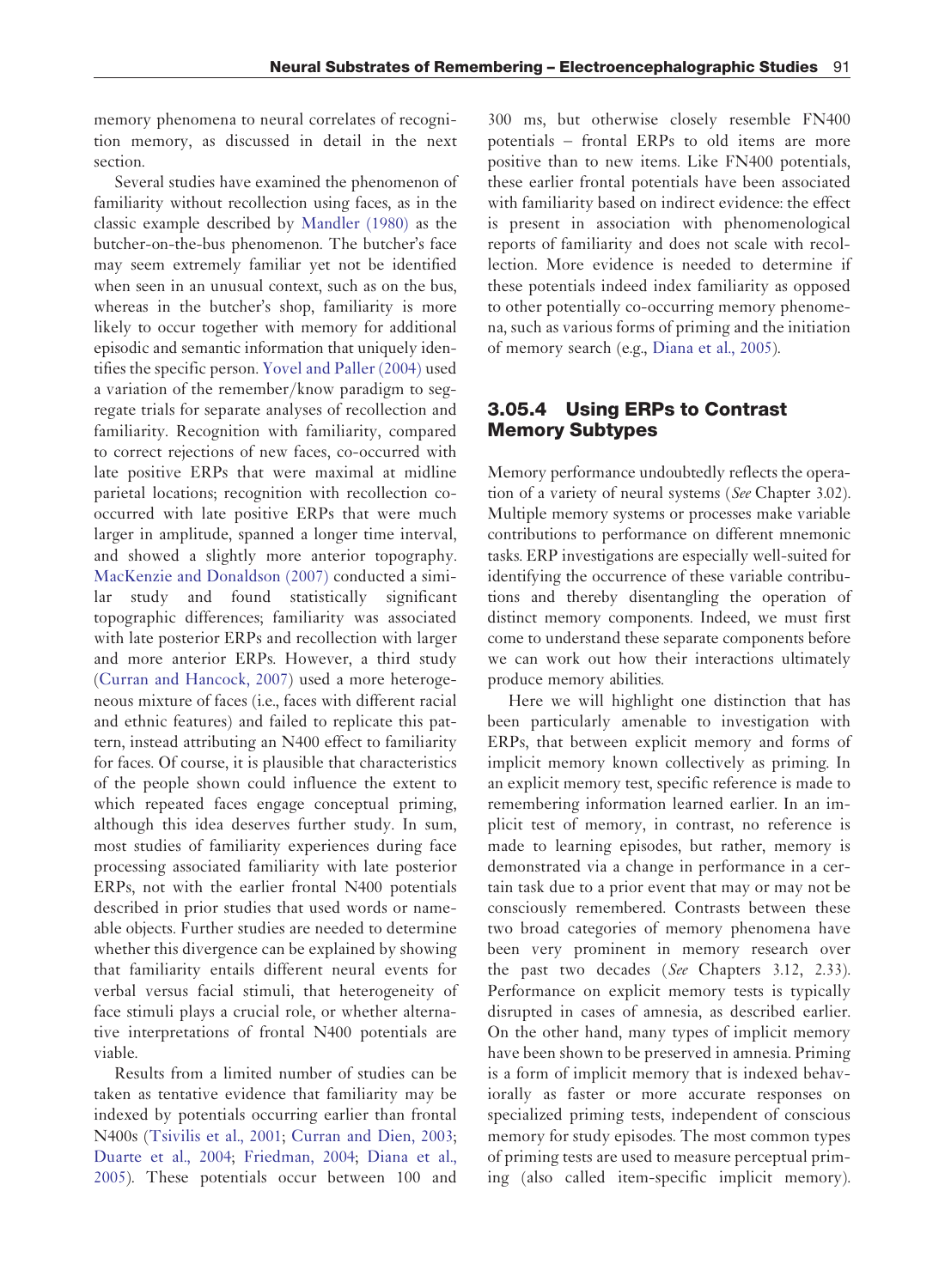memory phenomena to neural correlates of recognition memory, as discussed in detail in the next section.

Several studies have examined the phenomenon of familiarity without recollection using faces, as in the classic example described by Mandler (1980) as the butcher-on-the-bus phenomenon. The butcher's face may seem extremely familiar yet not be identified when seen in an unusual context, such as on the bus, whereas in the butcher's shop, familiarity is more likely to occur together with memory for additional episodic and semantic information that uniquely identifies the specific person. Yovel and Paller (2004) used a variation of the remember/know paradigm to segregate trials for separate analyses of recollection and familiarity. Recognition with familiarity, compared to correct rejections of new faces, co-occurred with late positive ERPs that were maximal at midline parietal locations; recognition with recollection co-occurred with late positive ERPs that were much larger in amplitude, spanned a longer time interval, and showed a slightly more anterior topography. MacKenzie and Donaldson (2007) conducted a similar study and found statistically significant topographic differences; familiarity was associated with late posterior ERPs and recollection with larger and more anterior ERPs. However, a third study (Curran and Hancock, 2007) used a more heterogeneous mixture of faces (i.e., faces with different racial and ethnic features) and failed to replicate this pattern, instead attributing an N400 effect to familiarity for faces. Of course, it is plausible that characteristics of the people shown could influence the extent to which repeated faces engage conceptual priming, although this idea deserves further study. In sum, most studies of familiarity experiences during face processing associated familiarity with late posterior ERPs, not with the earlier frontal N400 potentials described in prior studies that used words or nameable objects. Further studies are needed to determine whether this divergence can be explained by showing that familiarity entails different neural events for verbal versus facial stimuli, that heterogeneity of face stimuli plays a crucial role, or whether alternative interpretations of frontal N400 potentials are viable.

Results from a limited number of studies can be taken as tentative evidence that familiarity may be indexed by potentials occurring earlier than frontal N400s (Tsivilis et al., 2001; Curran and Dien, 2003; Duarte et al., 2004; Friedman, 2004; Diana et al., 2005). These potentials occur between 100 and 300 ms, but otherwise closely resemble FN400 potentials – frontal ERPs to old items are more positive than to new items. Like FN400 potentials, these earlier frontal potentials have been associated with familiarity based on indirect evidence: the effect is present in association with phenomenological reports of familiarity and does not scale with recollection. More evidence is needed to determine if these potentials indeed index familiarity as opposed to other potentially co-occurring memory phenomena, such as various forms of priming and the initiation of memory search (e.g., Diana et al., 2005).

## 3.05.4 Using ERPs to Contrast Memory Subtypes

Memory performance undoubtedly reflects the operation of a variety of neural systems (*See* Chapter 3.02). Multiple memory systems or processes make variable contributions to performance on different mnemonic tasks. ERP investigations are especially well-suited for identifying the occurrence of these variable contributions and thereby disentangling the operation of distinct memory components. Indeed, we must first come to understand these separate components before we can work out how their interactions ultimately produce memory abilities.

Here we will highlight one distinction that has been particularly amenable to investigation with ERPs, that between explicit memory and forms of implicit memory known collectively as priming. In an explicit memory test, specific reference is made to remembering information learned earlier. In an implicit test of memory, in contrast, no reference is made to learning episodes, but rather, memory is demonstrated via a change in performance in a certain task due to a prior event that may or may not be consciously remembered. Contrasts between these two broad categories of memory phenomena have been very prominent in memory research over the past two decades (*See* Chapters 3.12, 2.33). Performance on explicit memory tests is typically disrupted in cases of amnesia, as described earlier. On the other hand, many types of implicit memory have been shown to be preserved in amnesia. Priming is a form of implicit memory that is indexed behaviorally as faster or more accurate responses on specialized priming tests, independent of conscious memory for study episodes. The most common types of priming tests are used to measure perceptual priming (also called item-specific implicit memory).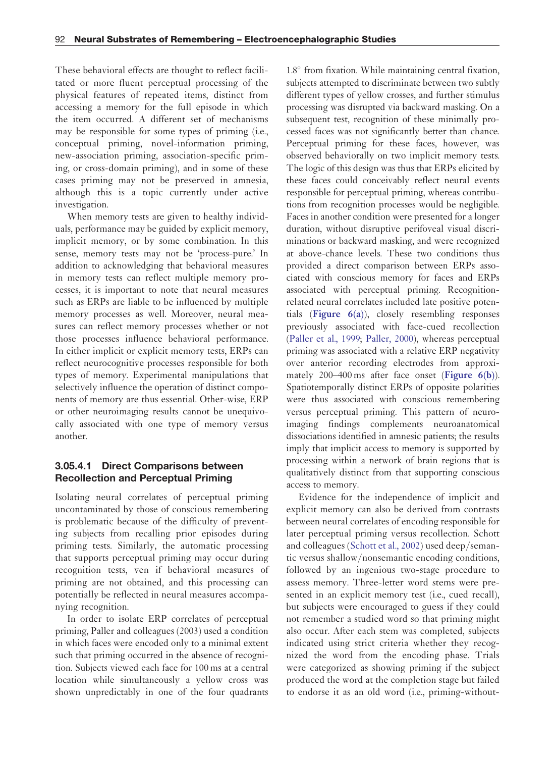These behavioral effects are thought to reflect facilitated or more fluent perceptual processing of the physical features of repeated items, distinct from accessing a memory for the full episode in which the item occurred. A different set of mechanisms may be responsible for some types of priming (i.e., conceptual priming, novel-information priming, new-association priming, association-specific priming, or cross-domain priming), and in some of these cases priming may not be preserved in amnesia, although this is a topic currently under active investigation.

When memory tests are given to healthy individuals, performance may be guided by explicit memory, implicit memory, or by some combination. In this sense, memory tests may not be 'process-pure.' In addition to acknowledging that behavioral measures in memory tests can reflect multiple memory processes, it is important to note that neural measures such as ERPs are liable to be influenced by multiple memory processes as well. Moreover, neural measures can reflect memory processes whether or not those processes influence behavioral performance. In either implicit or explicit memory tests, ERPs can reflect neurocognitive processes responsible for both types of memory. Experimental manipulations that selectively influence the operation of distinct components of memory are thus essential. Other-wise, ERP or other neuroimaging results cannot be unequivocally associated with one type of memory versus another.

### 3.05.4.1 Direct Comparisons between Recollection and Perceptual Priming

Isolating neural correlates of perceptual priming uncontaminated by those of conscious remembering is problematic because of the difficulty of preventing subjects from recalling prior episodes during priming tests. Similarly, the automatic processing that supports perceptual priming may occur during recognition tests, ven if behavioral measures of priming are not obtained, and this processing can potentially be reflected in neural measures accompanying recognition.

In order to isolate ERP correlates of perceptual priming, Paller and colleagues (2003) used a condition in which faces were encoded only to a minimal extent such that priming occurred in the absence of recognition. Subjects viewed each face for 100 ms at a central location while simultaneously a yellow cross was shown unpredictably in one of the four quadrants 1.8° from fixation. While maintaining central fixation, subjects attempted to discriminate between two subtly different types of yellow crosses, and further stimulus processing was disrupted via backward masking. On a subsequent test, recognition of these minimally processed faces was not significantly better than chance. Perceptual priming for these faces, however, was observed behaviorally on two implicit memory tests. The logic of this design was thus that ERPs elicited by these faces could conceivably reflect neural events responsible for perceptual priming, whereas contributions from recognition processes would be negligible. Faces in another condition were presented for a longer duration, without disruptive perifoveal visual discriminations or backward masking, and were recognized at above-chance levels. These two conditions thus provided a direct comparison between ERPs associated with conscious memory for faces and ERPs associated with perceptual priming. Recognition-related neural correlates included late positive potentials (**Figure 6(a)**), closely resembling responses previously associated with face-cued recollection (Paller et al., 1999; Paller, 2000), whereas perceptual priming was associated with a relative ERP negativity over anterior recording electrodes from approximately 200–400 ms after face onset (**Figure 6(b)**). Spatiotemporally distinct ERPs of opposite polarities were thus associated with conscious remembering versus perceptual priming. This pattern of neuroimaging findings complements neuroanatomical dissociations identified in amnesic patients; the results imply that implicit access to memory is supported by processing within a network of brain regions that is qualitatively distinct from that supporting conscious access to memory.

Evidence for the independence of implicit and explicit memory can also be derived from contrasts between neural correlates of encoding responsible for later perceptual priming versus recollection. Schott and colleagues (Schott et al., 2002) used deep/semantic versus shallow/nonsemantic encoding conditions, followed by an ingenious two-stage procedure to assess memory. Three-letter word stems were presented in an explicit memory test (i.e., cued recall), but subjects were encouraged to guess if they could not remember a studied word so that priming might also occur. After each stem was completed, subjects indicated using strict criteria whether they recognized the word from the encoding phase. Trials were categorized as showing priming if the subject produced the word at the completion stage but failed to endorse it as an old word (i.e., priming-without-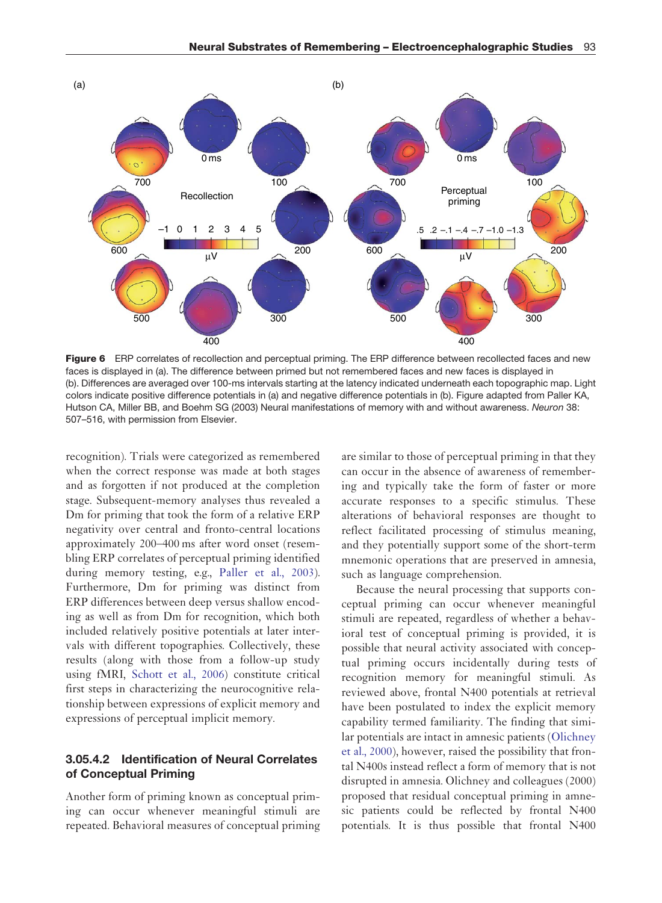(a)

0 ms

700

100

Recollection

–1 0 1 2 3 4 5

μV

600

200

500

300

400

(b)

0 ms

700

100

Perceptual priming

.5 .2 –.1 –.4 –.7 –1.0 –1.3

μV

600

200

500

300

400

**Figure 6** ERP correlates of recollection and perceptual priming. The ERP difference between recollected faces and new faces is displayed in (a). The difference between primed but not remembered faces and new faces is displayed in (b). Differences are averaged over 100-ms intervals starting at the latency indicated underneath each topographic map. Light colors indicate positive difference potentials in (a) and negative difference potentials in (b). Figure adapted from Paller KA, Hutson CA, Miller BB, and Boehm SG (2003) Neural manifestations of memory with and without awareness. *Neuron* 38: 507–516, with permission from Elsevier.

recognition). Trials were categorized as remembered when the correct response was made at both stages and as forgotten if not produced at the completion stage. Subsequent-memory analyses thus revealed a Dm for priming that took the form of a relative ERP negativity over central and fronto-central locations approximately 200–400 ms after word onset (resembling ERP correlates of perceptual priming identified during memory testing, e.g., Paller et al., 2003). Furthermore, Dm for priming was distinct from ERP differences between deep versus shallow encoding as well as from Dm for recognition, which both included relatively positive potentials at later intervals with different topographies. Collectively, these results (along with those from a follow-up study using fMRI, Schott et al., 2006) constitute critical first steps in characterizing the neurocognitive relationship between expressions of explicit memory and expressions of perceptual implicit memory.

### 3.05.4.2 Identification of Neural Correlates of Conceptual Priming

Another form of priming known as conceptual priming can occur whenever meaningful stimuli are repeated. Behavioral measures of conceptual priming are similar to those of perceptual priming in that they can occur in the absence of awareness of remembering and typically take the form of faster or more accurate responses to a specific stimulus. These alterations of behavioral responses are thought to reflect facilitated processing of stimulus meaning, and they potentially support some of the short-term mnemonic operations that are preserved in amnesia, such as language comprehension.

Because the neural processing that supports conceptual priming can occur whenever meaningful stimuli are repeated, regardless of whether a behavioral test of conceptual priming is provided, it is possible that neural activity associated with conceptual priming occurs incidentally during tests of recognition memory for meaningful stimuli. As reviewed above, frontal N400 potentials at retrieval have been postulated to index the explicit memory capability termed familiarity. The finding that similar potentials are intact in amnesic patients (Olichney et al., 2000), however, raised the possibility that frontal N400s instead reflect a form of memory that is not disrupted in amnesia. Olichney and colleagues (2000) proposed that residual conceptual priming in amnesic patients could be reflected by frontal N400 potentials. It is thus possible that frontal N400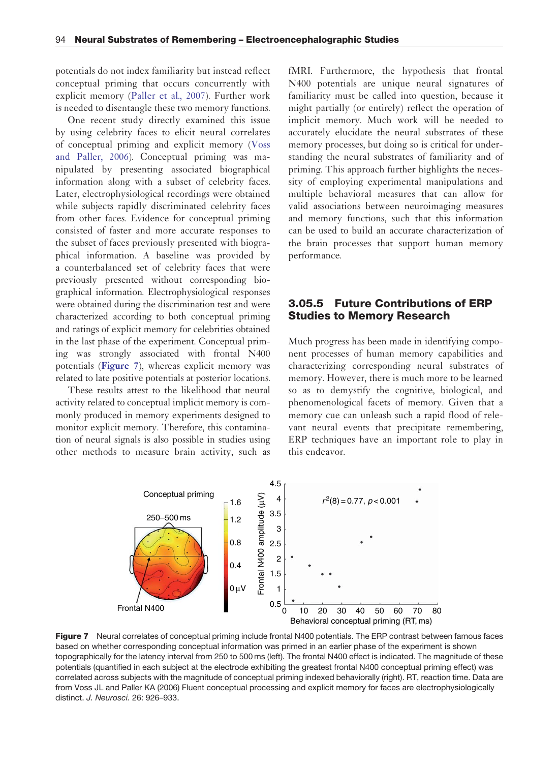potentials do not index familiarity but instead reflect conceptual priming that occurs concurrently with explicit memory (Paller et al., 2007). Further work is needed to disentangle these two memory functions.

One recent study directly examined this issue by using celebrity faces to elicit neural correlates of conceptual priming and explicit memory (Voss and Paller, 2006). Conceptual priming was manipulated by presenting associated biographical information along with a subset of celebrity faces. Later, electrophysiological recordings were obtained while subjects rapidly discriminated celebrity faces from other faces. Evidence for conceptual priming consisted of faster and more accurate responses to the subset of faces previously presented with biographical information. A baseline was provided by a counterbalanced set of celebrity faces that were previously presented without corresponding biographical information. Electrophysiological responses were obtained during the discrimination test and were characterized according to both conceptual priming and ratings of explicit memory for celebrities obtained in the last phase of the experiment. Conceptual priming was strongly associated with frontal N400 potentials (**Figure 7**), whereas explicit memory was related to late positive potentials at posterior locations.

These results attest to the likelihood that neural activity related to conceptual implicit memory is commonly produced in memory experiments designed to monitor explicit memory. Therefore, this contamination of neural signals is also possible in studies using other methods to measure brain activity, such as fMRI. Furthermore, the hypothesis that frontal N400 potentials are unique neural signatures of familiarity must be called into question, because it might partially (or entirely) reflect the operation of implicit memory. Much work will be needed to accurately elucidate the neural substrates of these memory processes, but doing so is critical for understanding the neural substrates of familiarity and of priming. This approach further highlights the necessity of employing experimental manipulations and multiple behavioral measures that can allow for valid associations between neuroimaging measures and memory functions, such that this information can be used to build an accurate characterization of the brain processes that support human memory performance.

## 3.05.5 Future Contributions of ERP Studies to Memory Research

Much progress has been made in identifying component processes of human memory capabilities and characterizing corresponding neural substrates of memory. However, there is much more to be learned so as to demystify the cognitive, biological, and phenomenological facets of memory. Given that a memory cue can unleash such a rapid flood of relevant neural events that precipitate remembering, ERP techniques have an important role to play in this endeavor.

**Figure 7** Neural correlates of conceptual priming include frontal N400 potentials. The ERP contrast between famous faces based on whether corresponding conceptual information was primed in an earlier phase of the experiment is shown topographically for the latency interval from 250 to 500 ms (left). The frontal N400 effect is indicated. The magnitude of these potentials (quantified in each subject at the electrode exhibiting the greatest frontal N400 conceptual priming effect) was correlated across subjects with the magnitude of conceptual priming indexed behaviorally (right). RT, reaction time. Data are from Voss JL and Paller KA (2006) Fluent conceptual processing and explicit memory for faces are electrophysiologically distinct. *J. Neurosci.* 26: 926–933.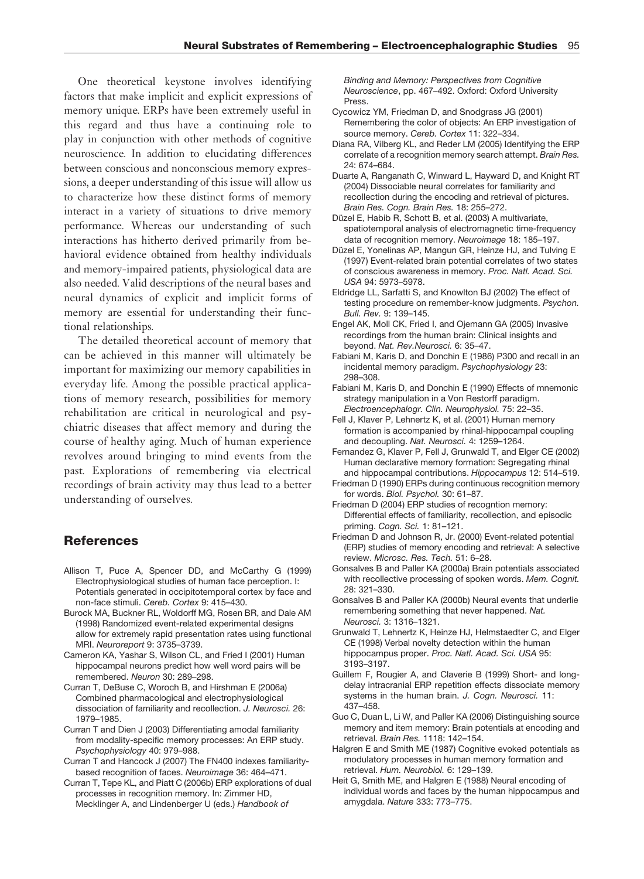One theoretical keystone involves identifying factors that make implicit and explicit expressions of memory unique. ERPs have been extremely useful in this regard and thus have a continuing role to play in conjunction with other methods of cognitive neuroscience. In addition to elucidating differences between conscious and nonconscious memory expressions, a deeper understanding of this issue will allow us to characterize how these distinct forms of memory interact in a variety of situations to drive memory performance. Whereas our understanding of such interactions has hitherto derived primarily from behavioral evidence obtained from healthy individuals and memory-impaired patients, physiological data are also needed. Valid descriptions of the neural bases and neural dynamics of explicit and implicit forms of memory are essential for understanding their functional relationships.

The detailed theoretical account of memory that can be achieved in this manner will ultimately be important for maximizing our memory capabilities in everyday life. Among the possible practical applications of memory research, possibilities for memory rehabilitation are critical in neurological and psychiatric diseases that affect memory and during the course of healthy aging. Much of human experience revolves around bringing to mind events from the past. Explorations of remembering via electrical recordings of brain activity may thus lead to a better understanding of ourselves.

## References

Allison T, Puce A, Spencer DD, and McCarthy G (1999) Electrophysiological studies of human face perception. I: Potentials generated in occipitotemporal cortex by face and non-face stimuli. *Cereb. Cortex* 9: 415–430.

Burock MA, Buckner RL, Woldorff MG, Rosen BR, and Dale AM (1998) Randomized event-related experimental designs allow for extremely rapid presentation rates using functional MRI. *Neuroreport* 9: 3735–3739.

Cameron KA, Yashar S, Wilson CL, and Fried I (2001) Human hippocampal neurons predict how well word pairs will be remembered. *Neuron* 30: 289–298.

Curran T, DeBuse C, Woroch B, and Hirshman E (2006a) Combined pharmacological and electrophysiological dissociation of familiarity and recollection. *J. Neurosci.* 26: 1979–1985.

Curran T and Dien J (2003) Differentiating amodal familiarity from modality-specific memory processes: An ERP study. *Psychophysiology* 40: 979–988.

Curran T and Hancock J (2007) The FN400 indexes familiarity-based recognition of faces. *Neuroimage* 36: 464–471.

Curran T, Tepe KL, and Piatt C (2006b) ERP explorations of dual processes in recognition memory. In: Zimmer HD, Mecklinger A, and Lindenberger U (eds.) *Handbook of Binding and Memory: Perspectives from Cognitive Neuroscience*, pp. 467–492. Oxford: Oxford University Press.

Cycowicz YM, Friedman D, and Snodgrass JG (2001) Remembering the color of objects: An ERP investigation of source memory. *Cereb. Cortex* 11: 322–334.

Diana RA, Vilberg KL, and Reder LM (2005) Identifying the ERP correlate of a recognition memory search attempt. *Brain Res.* 24: 674–684.

Duarte A, Ranganath C, Winward L, Hayward D, and Knight RT (2004) Dissociable neural correlates for familiarity and recollection during the encoding and retrieval of pictures. *Brain Res. Cogn. Brain Res.* 18: 255–272.

Düzel E, Habib R, Schott B, et al. (2003) A multivariate, spatiotemporal analysis of electromagnetic time-frequency data of recognition memory. *Neuroimage* 18: 185–197.

Düzel E, Yonelinas AP, Mangun GR, Heinze HJ, and Tulving E (1997) Event-related brain potential correlates of two states of conscious awareness in memory. *Proc. Natl. Acad. Sci. USA* 94: 5973–5978.

Eldridge LL, Sarfatti S, and Knowlton BJ (2002) The effect of testing procedure on remember-know judgments. *Psychon. Bull. Rev.* 9: 139–145.

Engel AK, Moll CK, Fried I, and Ojemann GA (2005) Invasive recordings from the human brain: Clinical insights and beyond. *Nat. Rev.Neurosci.* 6: 35–47.

Fabiani M, Karis D, and Donchin E (1986) P300 and recall in an incidental memory paradigm. *Psychophysiology* 23: 298–308.

Fabiani M, Karis D, and Donchin E (1990) Effects of mnemonic strategy manipulation in a Von Restorff paradigm. *Electroencephalogr. Clin. Neurophysiol.* 75: 22–35.

Fell J, Klaver P, Lehnertz K, et al. (2001) Human memory formation is accompanied by rhinal-hippocampal coupling and decoupling. *Nat. Neurosci.* 4: 1259–1264.

Fernandez G, Klaver P, Fell J, Grunwald T, and Elger CE (2002) Human declarative memory formation: Segregating rhinal and hippocampal contributions. *Hippocampus* 12: 514–519.

Friedman D (1990) ERPs during continuous recognition memory for words. *Biol. Psychol.* 30: 61–87.

Friedman D (2004) ERP studies of recogntion memory: Differential effects of familiarity, recollection, and episodic priming. *Cogn. Sci.* 1: 81–121.

Friedman D and Johnson R, Jr. (2000) Event-related potential (ERP) studies of memory encoding and retrieval: A selective review. *Microsc. Res. Tech.* 51: 6–28.

Gonsalves B and Paller KA (2000a) Brain potentials associated with recollective processing of spoken words. *Mem. Cognit.* 28: 321–330.

Gonsalves B and Paller KA (2000b) Neural events that underlie remembering something that never happened. *Nat. Neurosci.* 3: 1316–1321.

Grunwald T, Lehnertz K, Heinze HJ, Helmstaedter C, and Elger CE (1998) Verbal novelty detection within the human hippocampus proper. *Proc. Natl. Acad. Sci. USA* 95: 3193–3197.

Guillem F, Rougier A, and Claverie B (1999) Short- and long-delay intracranial ERP repetition effects dissociate memory systems in the human brain. *J. Cogn. Neurosci.* 11: 437–458.

Guo C, Duan L, Li W, and Paller KA (2006) Distinguishing source memory and item memory: Brain potentials at encoding and retrieval. *Brain Res.* 1118: 142–154.

Halgren E and Smith ME (1987) Cognitive evoked potentials as modulatory processes in human memory formation and retrieval. *Hum. Neurobiol.* 6: 129–139.

Heit G, Smith ME, and Halgren E (1988) Neural encoding of individual words and faces by the human hippocampus and amygdala. *Nature* 333: 773–775.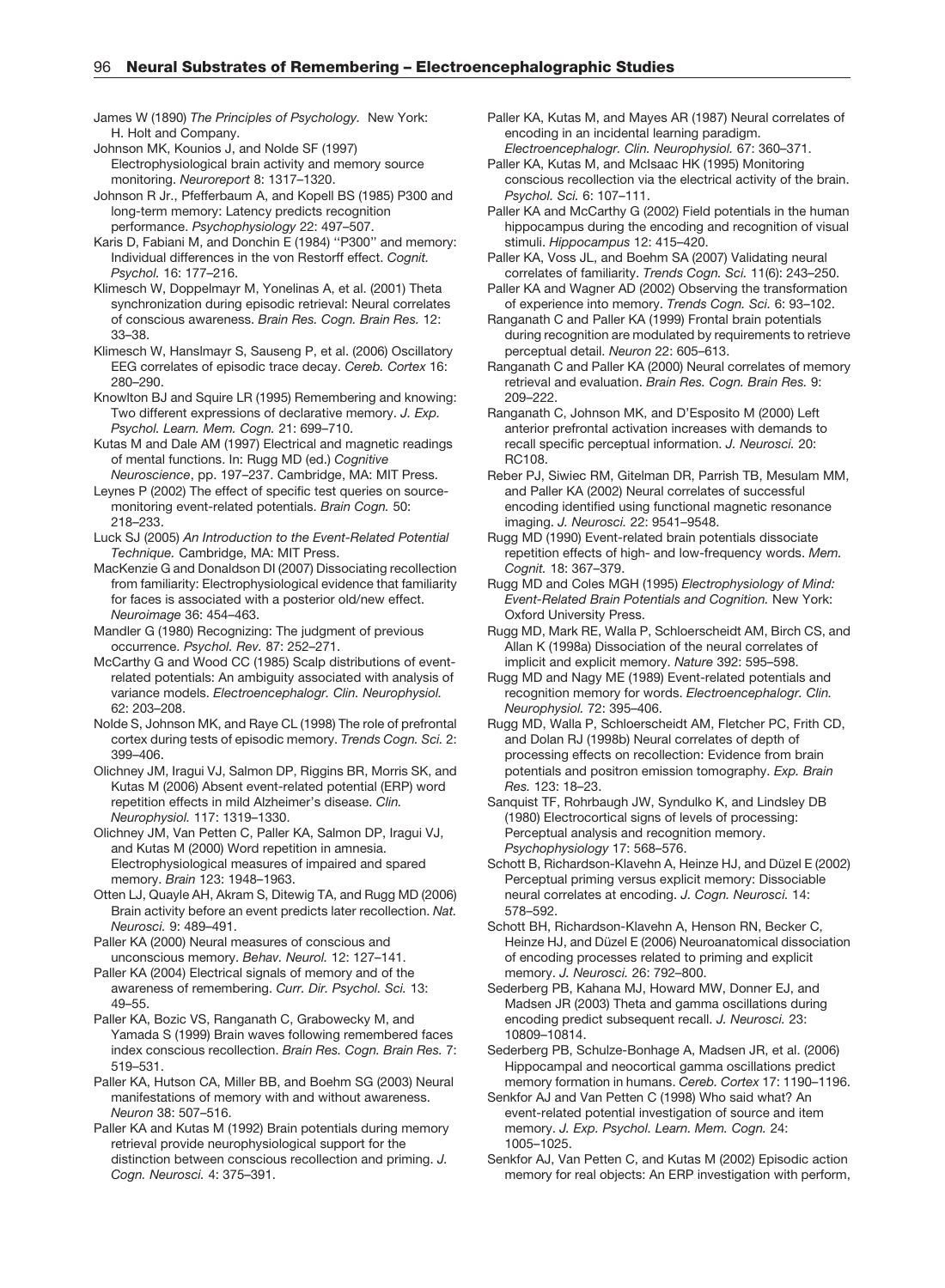James W (1890) *The Principles of Psychology.* New York: H. Holt and Company.

Johnson MK, Kounios J, and Nolde SF (1997) Electrophysiological brain activity and memory source monitoring. *Neuroreport* 8: 1317–1320.

Johnson R Jr., Pfefferbaum A, and Kopell BS (1985) P300 and long-term memory: Latency predicts recognition performance. *Psychophysiology* 22: 497–507.

Karis D, Fabiani M, and Donchin E (1984) ''P300'' and memory: Individual differences in the von Restorff effect. *Cognit. Psychol.* 16: 177–216.

Klimesch W, Doppelmayr M, Yonelinas A, et al. (2001) Theta synchronization during episodic retrieval: Neural correlates of conscious awareness. *Brain Res. Cogn. Brain Res.* 12: 33–38.

Klimesch W, Hanslmayr S, Sauseng P, et al. (2006) Oscillatory EEG correlates of episodic trace decay. *Cereb. Cortex* 16: 280–290.

Knowlton BJ and Squire LR (1995) Remembering and knowing: Two different expressions of declarative memory. *J. Exp. Psychol. Learn. Mem. Cogn.* 21: 699–710.

Kutas M and Dale AM (1997) Electrical and magnetic readings of mental functions. In: Rugg MD (ed.) *Cognitive Neuroscience*, pp. 197–237. Cambridge, MA: MIT Press.

Leynes P (2002) The effect of specific test queries on source-monitoring event-related potentials. *Brain Cogn.* 50: 218–233.

Luck SJ (2005) *An Introduction to the Event-Related Potential Technique.* Cambridge, MA: MIT Press.

MacKenzie G and Donaldson DI (2007) Dissociating recollection from familiarity: Electrophysiological evidence that familiarity for faces is associated with a posterior old/new effect. *Neuroimage* 36: 454–463.

Mandler G (1980) Recognizing: The judgment of previous occurrence. *Psychol. Rev.* 87: 252–271.

McCarthy G and Wood CC (1985) Scalp distributions of event-related potentials: An ambiguity associated with analysis of variance models. *Electroencephalogr. Clin. Neurophysiol.* 62: 203–208.

Nolde S, Johnson MK, and Raye CL (1998) The role of prefrontal cortex during tests of episodic memory. *Trends Cogn. Sci.* 2: 399–406.

Olichney JM, Iragui VJ, Salmon DP, Riggins BR, Morris SK, and Kutas M (2006) Absent event-related potential (ERP) word repetition effects in mild Alzheimer's disease. *Clin. Neurophysiol.* 117: 1319–1330.

Olichney JM, Van Petten C, Paller KA, Salmon DP, Iragui VJ, and Kutas M (2000) Word repetition in amnesia. Electrophysiological measures of impaired and spared memory. *Brain* 123: 1948–1963.

Otten LJ, Quayle AH, Akram S, Ditewig TA, and Rugg MD (2006) Brain activity before an event predicts later recollection. *Nat. Neurosci.* 9: 489–491.

Paller KA (2000) Neural measures of conscious and unconscious memory. *Behav. Neurol.* 12: 127–141.

Paller KA (2004) Electrical signals of memory and of the awareness of remembering. *Curr. Dir. Psychol. Sci.* 13: 49–55.

Paller KA, Bozic VS, Ranganath C, Grabowecky M, and Yamada S (1999) Brain waves following remembered faces index conscious recollection. *Brain Res. Cogn. Brain Res.* 7: 519–531.

Paller KA, Hutson CA, Miller BB, and Boehm SG (2003) Neural manifestations of memory with and without awareness. *Neuron* 38: 507–516.

Paller KA and Kutas M (1992) Brain potentials during memory retrieval provide neurophysiological support for the distinction between conscious recollection and priming. *J. Cogn. Neurosci.* 4: 375–391.

Paller KA, Kutas M, and Mayes AR (1987) Neural correlates of encoding in an incidental learning paradigm. *Electroencephalogr. Clin. Neurophysiol.* 67: 360–371.

Paller KA, Kutas M, and McIsaac HK (1995) Monitoring conscious recollection via the electrical activity of the brain. *Psychol. Sci.* 6: 107–111.

Paller KA and McCarthy G (2002) Field potentials in the human hippocampus during the encoding and recognition of visual stimuli. *Hippocampus* 12: 415–420.

Paller KA, Voss JL, and Boehm SA (2007) Validating neural correlates of familiarity. *Trends Cogn. Sci.* 11(6): 243–250.

Paller KA and Wagner AD (2002) Observing the transformation of experience into memory. *Trends Cogn. Sci.* 6: 93–102.

Ranganath C and Paller KA (1999) Frontal brain potentials during recognition are modulated by requirements to retrieve perceptual detail. *Neuron* 22: 605–613.

Ranganath C and Paller KA (2000) Neural correlates of memory retrieval and evaluation. *Brain Res. Cogn. Brain Res.* 9: 209–222.

Ranganath C, Johnson MK, and D'Esposito M (2000) Left anterior prefrontal activation increases with demands to recall specific perceptual information. *J. Neurosci.* 20: RC108.

Reber PJ, Siwiec RM, Gitelman DR, Parrish TB, Mesulam MM, and Paller KA (2002) Neural correlates of successful encoding identified using functional magnetic resonance imaging. *J. Neurosci.* 22: 9541–9548.

Rugg MD (1990) Event-related brain potentials dissociate repetition effects of high- and low-frequency words. *Mem. Cognit.* 18: 367–379.

Rugg MD and Coles MGH (1995) *Electrophysiology of Mind: Event-Related Brain Potentials and Cognition.* New York: Oxford University Press.

Rugg MD, Mark RE, Walla P, Schloerscheidt AM, Birch CS, and Allan K (1998a) Dissociation of the neural correlates of implicit and explicit memory. *Nature* 392: 595–598.

Rugg MD and Nagy ME (1989) Event-related potentials and recognition memory for words. *Electroencephalogr. Clin. Neurophysiol.* 72: 395–406.

Rugg MD, Walla P, Schloerscheidt AM, Fletcher PC, Frith CD, and Dolan RJ (1998b) Neural correlates of depth of processing effects on recollection: Evidence from brain potentials and positron emission tomography. *Exp. Brain Res.* 123: 18–23.

Sanquist TF, Rohrbaugh JW, Syndulko K, and Lindsley DB (1980) Electrocortical signs of levels of processing: Perceptual analysis and recognition memory. *Psychophysiology* 17: 568–576.

Schott B, Richardson-Klavehn A, Heinze HJ, and Düzel E (2002) Perceptual priming versus explicit memory: Dissociable neural correlates at encoding. *J. Cogn. Neurosci.* 14: 578–592.

Schott BH, Richardson-Klavehn A, Henson RN, Becker C, Heinze HJ, and Düzel E (2006) Neuroanatomical dissociation of encoding processes related to priming and explicit memory. *J. Neurosci.* 26: 792–800.

Sederberg PB, Kahana MJ, Howard MW, Donner EJ, and Madsen JR (2003) Theta and gamma oscillations during encoding predict subsequent recall. *J. Neurosci.* 23: 10809–10814.

Sederberg PB, Schulze-Bonhage A, Madsen JR, et al. (2006) Hippocampal and neocortical gamma oscillations predict memory formation in humans. *Cereb. Cortex* 17: 1190–1196.

Senkfor AJ and Van Petten C (1998) Who said what? An event-related potential investigation of source and item memory. *J. Exp. Psychol. Learn. Mem. Cogn.* 24: 1005–1025.

Senkfor AJ, Van Petten C, and Kutas M (2002) Episodic action memory for real objects: An ERP investigation with perform,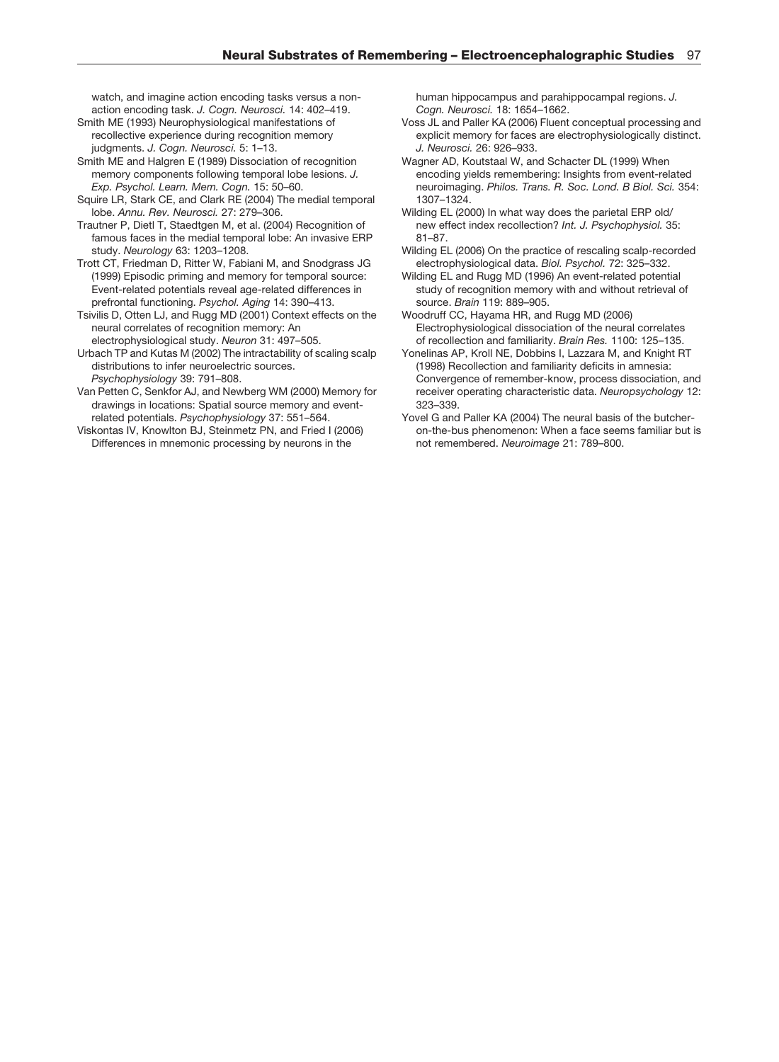watch, and imagine action encoding tasks versus a non-action encoding task. *J. Cogn. Neurosci.* 14: 402–419.

Smith ME (1993) Neurophysiological manifestations of recollective experience during recognition memory judgments. *J. Cogn. Neurosci.* 5: 1–13.

Smith ME and Halgren E (1989) Dissociation of recognition memory components following temporal lobe lesions. *J. Exp. Psychol. Learn. Mem. Cogn.* 15: 50–60.

Squire LR, Stark CE, and Clark RE (2004) The medial temporal lobe. *Annu. Rev. Neurosci.* 27: 279–306.

Trautner P, Dietl T, Staedtgen M, et al. (2004) Recognition of famous faces in the medial temporal lobe: An invasive ERP study. *Neurology* 63: 1203–1208.

Trott CT, Friedman D, Ritter W, Fabiani M, and Snodgrass JG (1999) Episodic priming and memory for temporal source: Event-related potentials reveal age-related differences in prefrontal functioning. *Psychol. Aging* 14: 390–413.

Tsivilis D, Otten LJ, and Rugg MD (2001) Context effects on the neural correlates of recognition memory: An electrophysiological study. *Neuron* 31: 497–505.

Urbach TP and Kutas M (2002) The intractability of scaling scalp distributions to infer neuroelectric sources. *Psychophysiology* 39: 791–808.

Van Petten C, Senkfor AJ, and Newberg WM (2000) Memory for drawings in locations: Spatial source memory and event-related potentials. *Psychophysiology* 37: 551–564.

Viskontas IV, Knowlton BJ, Steinmetz PN, and Fried I (2006) Differences in mnemonic processing by neurons in the human hippocampus and parahippocampal regions. *J. Cogn. Neurosci.* 18: 1654–1662.

Voss JL and Paller KA (2006) Fluent conceptual processing and explicit memory for faces are electrophysiologically distinct. *J. Neurosci.* 26: 926–933.

Wagner AD, Koutstaal W, and Schacter DL (1999) When encoding yields remembering: Insights from event-related neuroimaging. *Philos. Trans. R. Soc. Lond. B Biol. Sci.* 354: 1307–1324.

Wilding EL (2000) In what way does the parietal ERP old/new effect index recollection? *Int. J. Psychophysiol.* 35: 81–87.

Wilding EL (2006) On the practice of rescaling scalp-recorded electrophysiological data. *Biol. Psychol.* 72: 325–332.

Wilding EL and Rugg MD (1996) An event-related potential study of recognition memory with and without retrieval of source. *Brain* 119: 889–905.

Woodruff CC, Hayama HR, and Rugg MD (2006) Electrophysiological dissociation of the neural correlates of recollection and familiarity. *Brain Res.* 1100: 125–135.

Yonelinas AP, Kroll NE, Dobbins I, Lazzara M, and Knight RT (1998) Recollection and familiarity deficits in amnesia: Convergence of remember-know, process dissociation, and receiver operating characteristic data. *Neuropsychology* 12: 323–339.

Yovel G and Paller KA (2004) The neural basis of the butcher-on-the-bus phenomenon: When a face seems familiar but is not remembered. *Neuroimage* 21: 789–800.